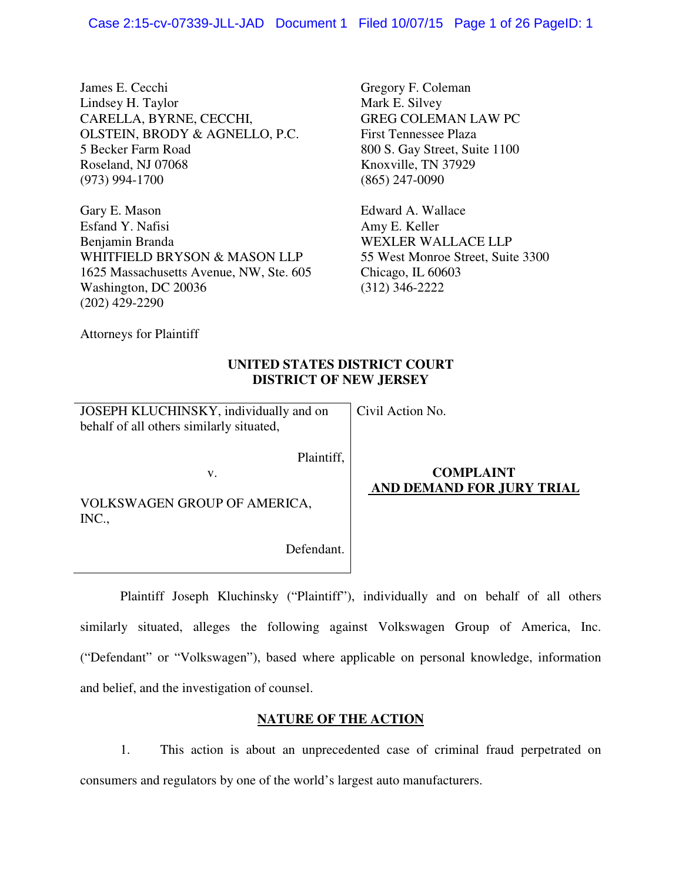James E. Cecchi
Lindsey H. Taylor
CARELLA, BYRNE, CECCHI,
OLSTEIN, BRODY & AGNELLO, P.C.
5 Becker Farm Road
Roseland, NJ 07068
(973) 994-1700

Gregory F. Coleman
Mark E. Silvey
GREG COLEMAN LAW PC
First Tennessee Plaza
800 S. Gay Street, Suite 1100
Knoxville, TN 37929
(865) 247-0090

Gary E. Mason
Esfand Y. Nafisi
Benjamin Branda
WHITFIELD BRYSON & MASON LLP
1625 Massachusetts Avenue, NW, Ste. 605
Washington, DC 20036
(202) 429-2290

Edward A. Wallace
Amy E. Keller
WEXLER WALLACE LLP
55 West Monroe Street, Suite 3300
Chicago, IL 60603
(312) 346-2222

Attorneys for Plaintiff

**UNITED STATES DISTRICT COURT**
**DISTRICT OF NEW JERSEY**

JOSEPH KLUCHINSKY, individually and on behalf of all others similarly situated,

Plaintiff,

v.

VOLKSWAGEN GROUP OF AMERICA, INC.,

Defendant.

Civil Action No.

**COMPLAINT**
**AND DEMAND FOR JURY TRIAL**

Plaintiff Joseph Kluchinsky ("Plaintiff"), individually and on behalf of all others similarly situated, alleges the following against Volkswagen Group of America, Inc. ("Defendant" or "Volkswagen"), based where applicable on personal knowledge, information and belief, and the investigation of counsel.

## NATURE OF THE ACTION

1. This action is about an unprecedented case of criminal fraud perpetrated on consumers and regulators by one of the world's largest auto manufacturers.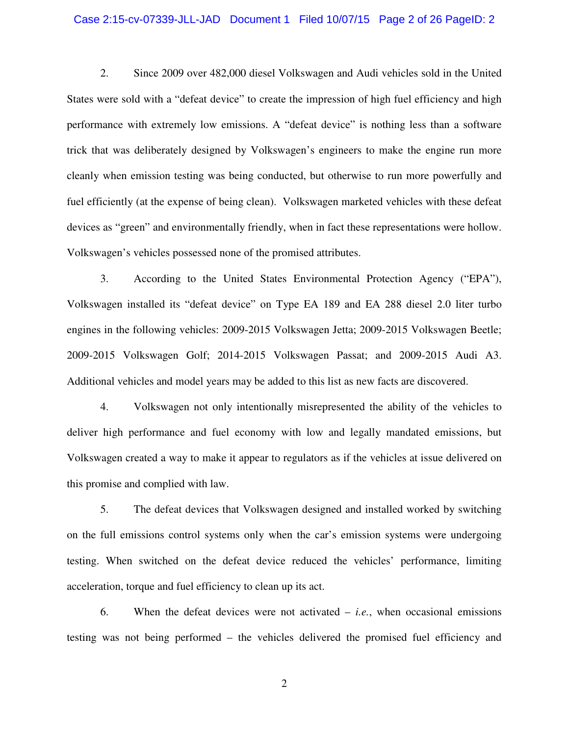2. Since 2009 over 482,000 diesel Volkswagen and Audi vehicles sold in the United States were sold with a "defeat device" to create the impression of high fuel efficiency and high performance with extremely low emissions. A "defeat device" is nothing less than a software trick that was deliberately designed by Volkswagen's engineers to make the engine run more cleanly when emission testing was being conducted, but otherwise to run more powerfully and fuel efficiently (at the expense of being clean). Volkswagen marketed vehicles with these defeat devices as "green" and environmentally friendly, when in fact these representations were hollow. Volkswagen's vehicles possessed none of the promised attributes.

3. According to the United States Environmental Protection Agency ("EPA"), Volkswagen installed its "defeat device" on Type EA 189 and EA 288 diesel 2.0 liter turbo engines in the following vehicles: 2009-2015 Volkswagen Jetta; 2009-2015 Volkswagen Beetle; 2009-2015 Volkswagen Golf; 2014-2015 Volkswagen Passat; and 2009-2015 Audi A3. Additional vehicles and model years may be added to this list as new facts are discovered.

4. Volkswagen not only intentionally misrepresented the ability of the vehicles to deliver high performance and fuel economy with low and legally mandated emissions, but Volkswagen created a way to make it appear to regulators as if the vehicles at issue delivered on this promise and complied with law.

5. The defeat devices that Volkswagen designed and installed worked by switching on the full emissions control systems only when the car's emission systems were undergoing testing. When switched on the defeat device reduced the vehicles' performance, limiting acceleration, torque and fuel efficiency to clean up its act.

6. When the defeat devices were not activated – *i.e.*, when occasional emissions testing was not being performed – the vehicles delivered the promised fuel efficiency and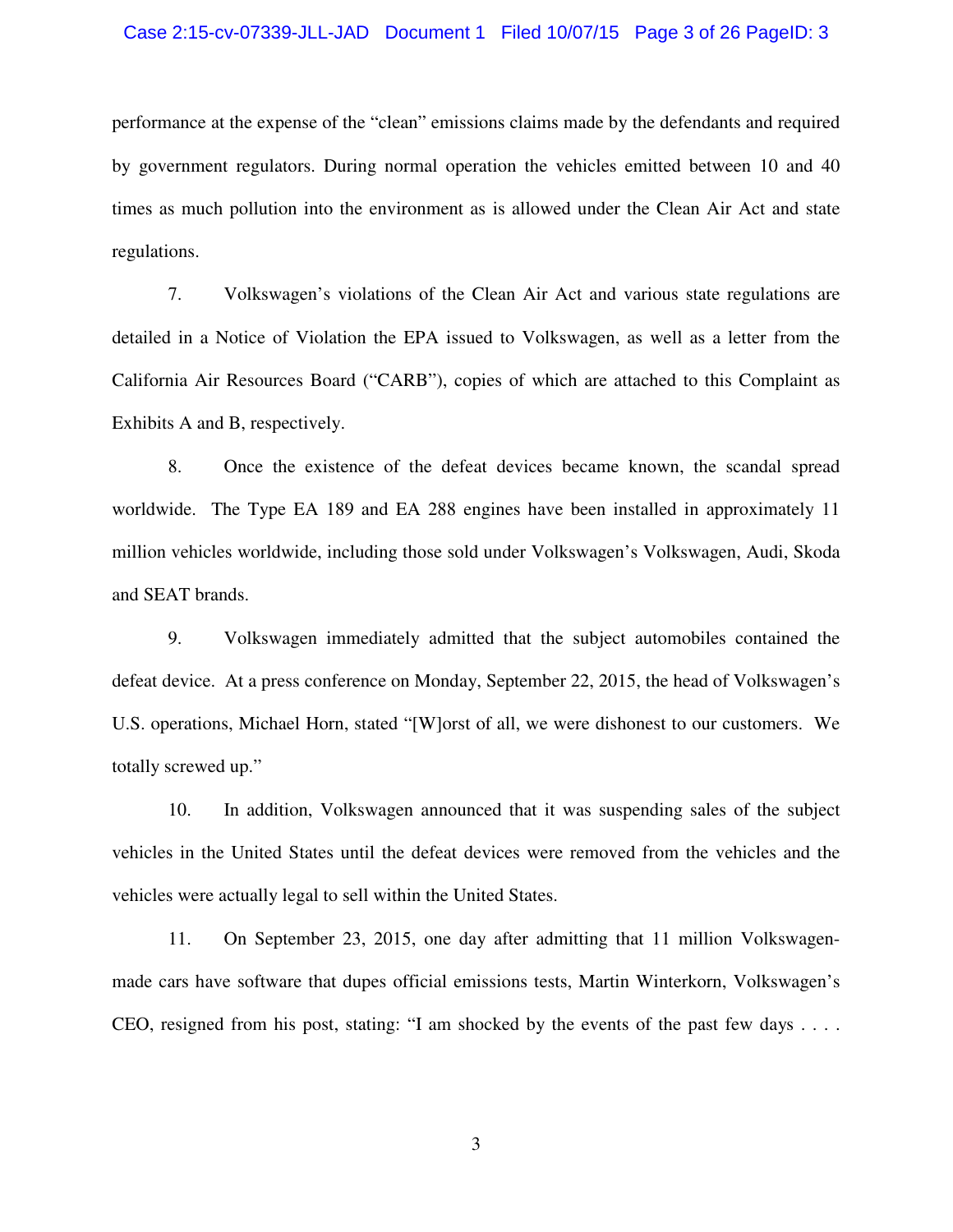performance at the expense of the "clean" emissions claims made by the defendants and required by government regulators. During normal operation the vehicles emitted between 10 and 40 times as much pollution into the environment as is allowed under the Clean Air Act and state regulations.

7. Volkswagen's violations of the Clean Air Act and various state regulations are detailed in a Notice of Violation the EPA issued to Volkswagen, as well as a letter from the California Air Resources Board ("CARB"), copies of which are attached to this Complaint as Exhibits A and B, respectively.

8. Once the existence of the defeat devices became known, the scandal spread worldwide. The Type EA 189 and EA 288 engines have been installed in approximately 11 million vehicles worldwide, including those sold under Volkswagen's Volkswagen, Audi, Skoda and SEAT brands.

9. Volkswagen immediately admitted that the subject automobiles contained the defeat device. At a press conference on Monday, September 22, 2015, the head of Volkswagen's U.S. operations, Michael Horn, stated "[W]orst of all, we were dishonest to our customers. We totally screwed up."

10. In addition, Volkswagen announced that it was suspending sales of the subject vehicles in the United States until the defeat devices were removed from the vehicles and the vehicles were actually legal to sell within the United States.

11. On September 23, 2015, one day after admitting that 11 million Volkswagen-made cars have software that dupes official emissions tests, Martin Winterkorn, Volkswagen's CEO, resigned from his post, stating: "I am shocked by the events of the past few days . . . .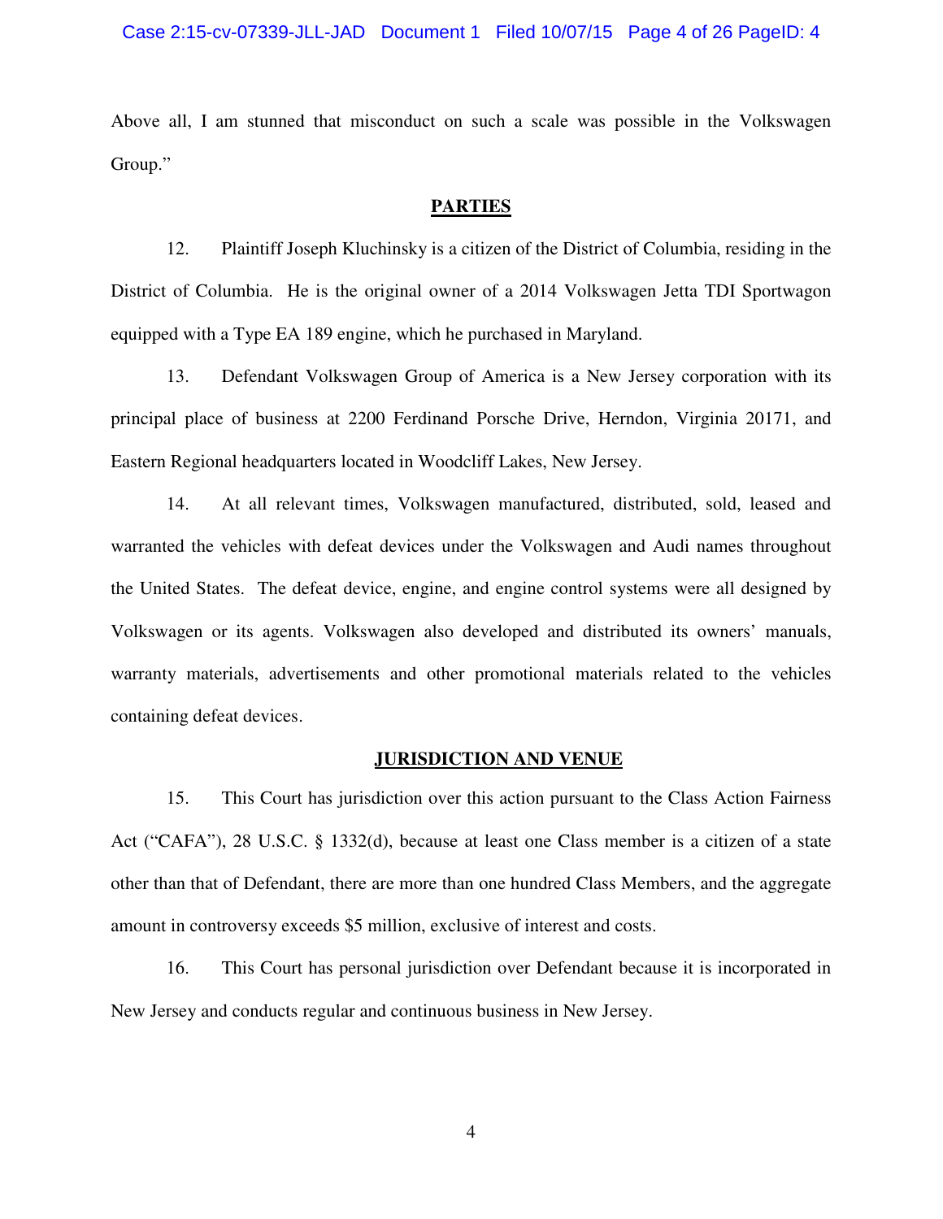Above all, I am stunned that misconduct on such a scale was possible in the Volkswagen Group."

## PARTIES

12. Plaintiff Joseph Kluchinsky is a citizen of the District of Columbia, residing in the District of Columbia. He is the original owner of a 2014 Volkswagen Jetta TDI Sportwagon equipped with a Type EA 189 engine, which he purchased in Maryland.

13. Defendant Volkswagen Group of America is a New Jersey corporation with its principal place of business at 2200 Ferdinand Porsche Drive, Herndon, Virginia 20171, and Eastern Regional headquarters located in Woodcliff Lakes, New Jersey.

14. At all relevant times, Volkswagen manufactured, distributed, sold, leased and warranted the vehicles with defeat devices under the Volkswagen and Audi names throughout the United States. The defeat device, engine, and engine control systems were all designed by Volkswagen or its agents. Volkswagen also developed and distributed its owners' manuals, warranty materials, advertisements and other promotional materials related to the vehicles containing defeat devices.

## JURISDICTION AND VENUE

15. This Court has jurisdiction over this action pursuant to the Class Action Fairness Act ("CAFA"), 28 U.S.C. § 1332(d), because at least one Class member is a citizen of a state other than that of Defendant, there are more than one hundred Class Members, and the aggregate amount in controversy exceeds $5 million, exclusive of interest and costs.

16. This Court has personal jurisdiction over Defendant because it is incorporated in New Jersey and conducts regular and continuous business in New Jersey.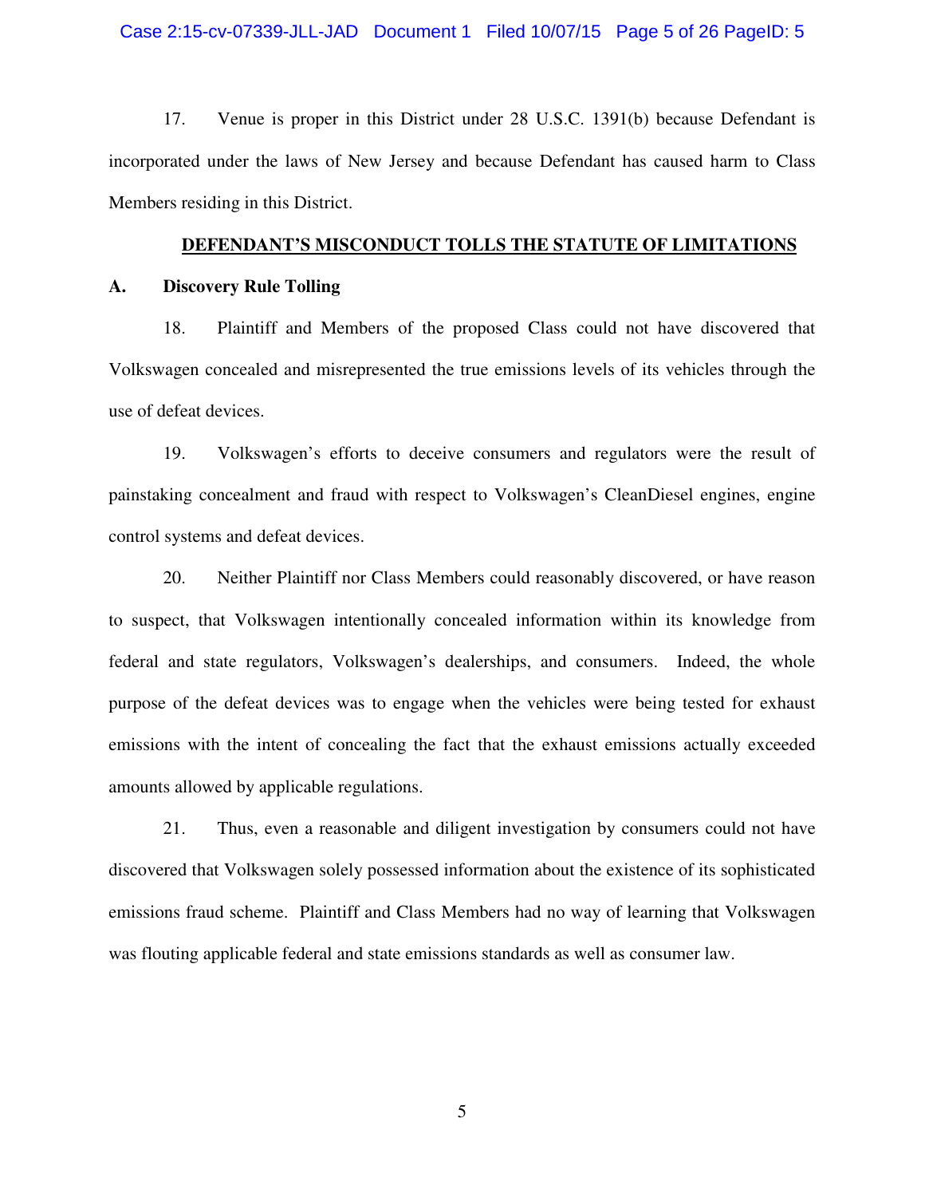17. Venue is proper in this District under 28 U.S.C. 1391(b) because Defendant is incorporated under the laws of New Jersey and because Defendant has caused harm to Class Members residing in this District.

## DEFENDANT'S MISCONDUCT TOLLS THE STATUTE OF LIMITATIONS

### A. Discovery Rule Tolling

18. Plaintiff and Members of the proposed Class could not have discovered that Volkswagen concealed and misrepresented the true emissions levels of its vehicles through the use of defeat devices.

19. Volkswagen's efforts to deceive consumers and regulators were the result of painstaking concealment and fraud with respect to Volkswagen's CleanDiesel engines, engine control systems and defeat devices.

20. Neither Plaintiff nor Class Members could reasonably discovered, or have reason to suspect, that Volkswagen intentionally concealed information within its knowledge from federal and state regulators, Volkswagen's dealerships, and consumers. Indeed, the whole purpose of the defeat devices was to engage when the vehicles were being tested for exhaust emissions with the intent of concealing the fact that the exhaust emissions actually exceeded amounts allowed by applicable regulations.

21. Thus, even a reasonable and diligent investigation by consumers could not have discovered that Volkswagen solely possessed information about the existence of its sophisticated emissions fraud scheme. Plaintiff and Class Members had no way of learning that Volkswagen was flouting applicable federal and state emissions standards as well as consumer law.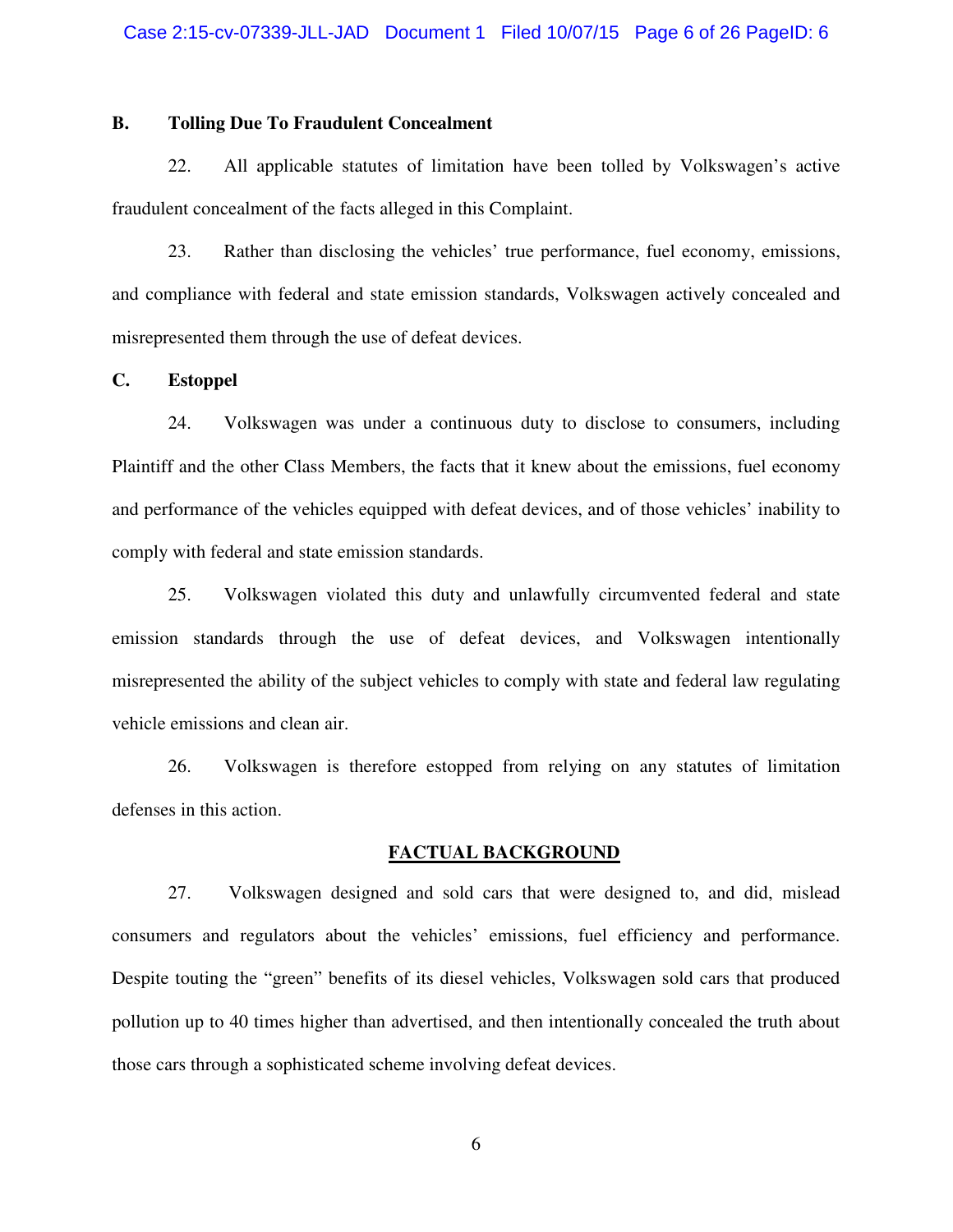### B. Tolling Due To Fraudulent Concealment

22. All applicable statutes of limitation have been tolled by Volkswagen's active fraudulent concealment of the facts alleged in this Complaint.

23. Rather than disclosing the vehicles' true performance, fuel economy, emissions, and compliance with federal and state emission standards, Volkswagen actively concealed and misrepresented them through the use of defeat devices.

### C. Estoppel

24. Volkswagen was under a continuous duty to disclose to consumers, including Plaintiff and the other Class Members, the facts that it knew about the emissions, fuel economy and performance of the vehicles equipped with defeat devices, and of those vehicles' inability to comply with federal and state emission standards.

25. Volkswagen violated this duty and unlawfully circumvented federal and state emission standards through the use of defeat devices, and Volkswagen intentionally misrepresented the ability of the subject vehicles to comply with state and federal law regulating vehicle emissions and clean air.

26. Volkswagen is therefore estopped from relying on any statutes of limitation defenses in this action.

## FACTUAL BACKGROUND

27. Volkswagen designed and sold cars that were designed to, and did, mislead consumers and regulators about the vehicles' emissions, fuel efficiency and performance. Despite touting the "green" benefits of its diesel vehicles, Volkswagen sold cars that produced pollution up to 40 times higher than advertised, and then intentionally concealed the truth about those cars through a sophisticated scheme involving defeat devices.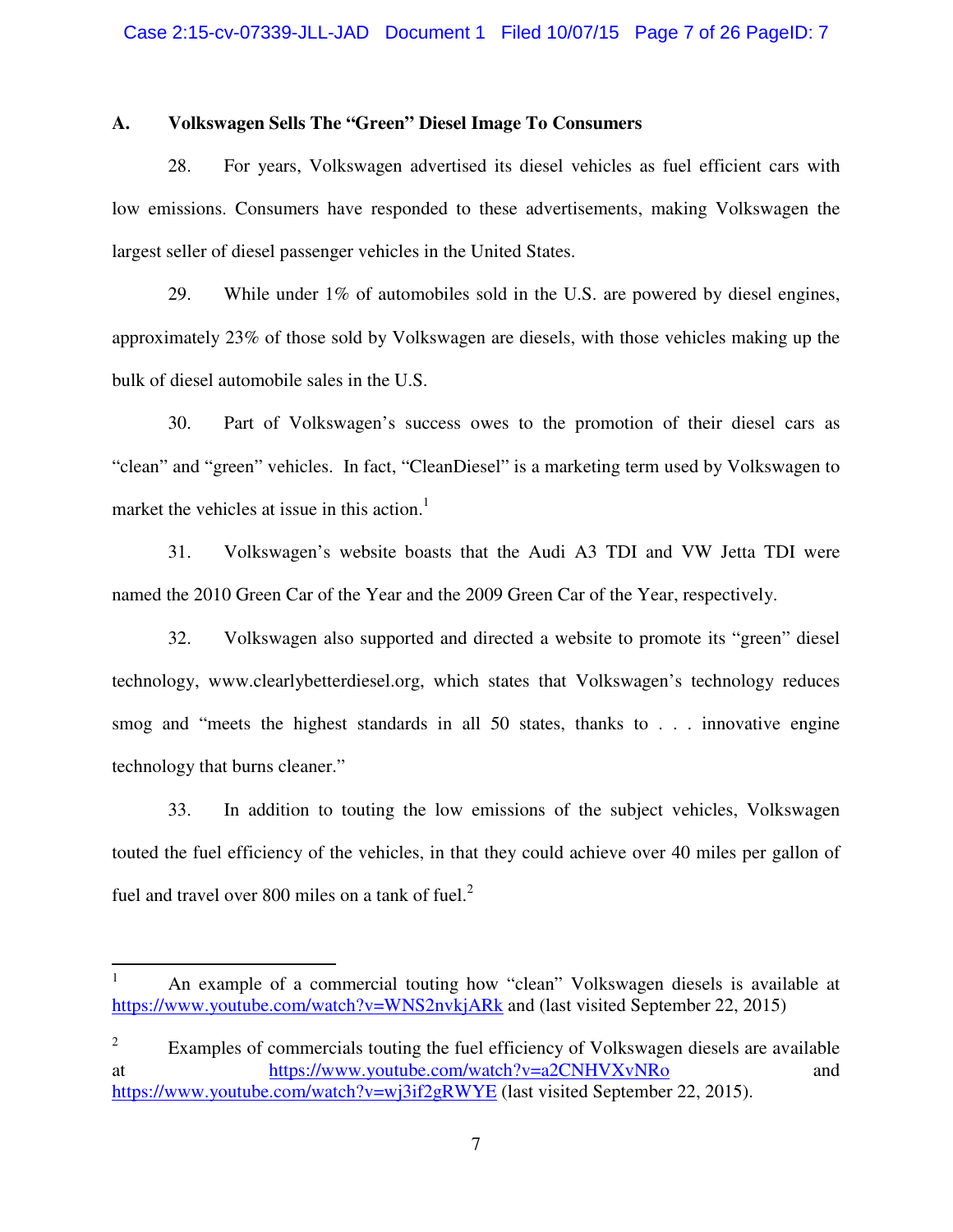### A. Volkswagen Sells The "Green" Diesel Image To Consumers

28. For years, Volkswagen advertised its diesel vehicles as fuel efficient cars with low emissions. Consumers have responded to these advertisements, making Volkswagen the largest seller of diesel passenger vehicles in the United States.

29. While under 1% of automobiles sold in the U.S. are powered by diesel engines, approximately 23% of those sold by Volkswagen are diesels, with those vehicles making up the bulk of diesel automobile sales in the U.S.

30. Part of Volkswagen's success owes to the promotion of their diesel cars as "clean" and "green" vehicles. In fact, "CleanDiesel" is a marketing term used by Volkswagen to market the vehicles at issue in this action.[1]

31. Volkswagen's website boasts that the Audi A3 TDI and VW Jetta TDI were named the 2010 Green Car of the Year and the 2009 Green Car of the Year, respectively.

32. Volkswagen also supported and directed a website to promote its "green" diesel technology, www.clearlybetterdiesel.org, which states that Volkswagen's technology reduces smog and "meets the highest standards in all 50 states, thanks to . . . innovative engine technology that burns cleaner."

33. In addition to touting the low emissions of the subject vehicles, Volkswagen touted the fuel efficiency of the vehicles, in that they could achieve over 40 miles per gallon of fuel and travel over 800 miles on a tank of fuel.[2]

---

[1] An example of a commercial touting how "clean" Volkswagen diesels is available at https://www.youtube.com/watch?v=WNS2nvkjARk and (last visited September 22, 2015)

[2] Examples of commercials touting the fuel efficiency of Volkswagen diesels are available at https://www.youtube.com/watch?v=a2CNHVXvNRo and https://www.youtube.com/watch?v=wj3if2gRWYE (last visited September 22, 2015).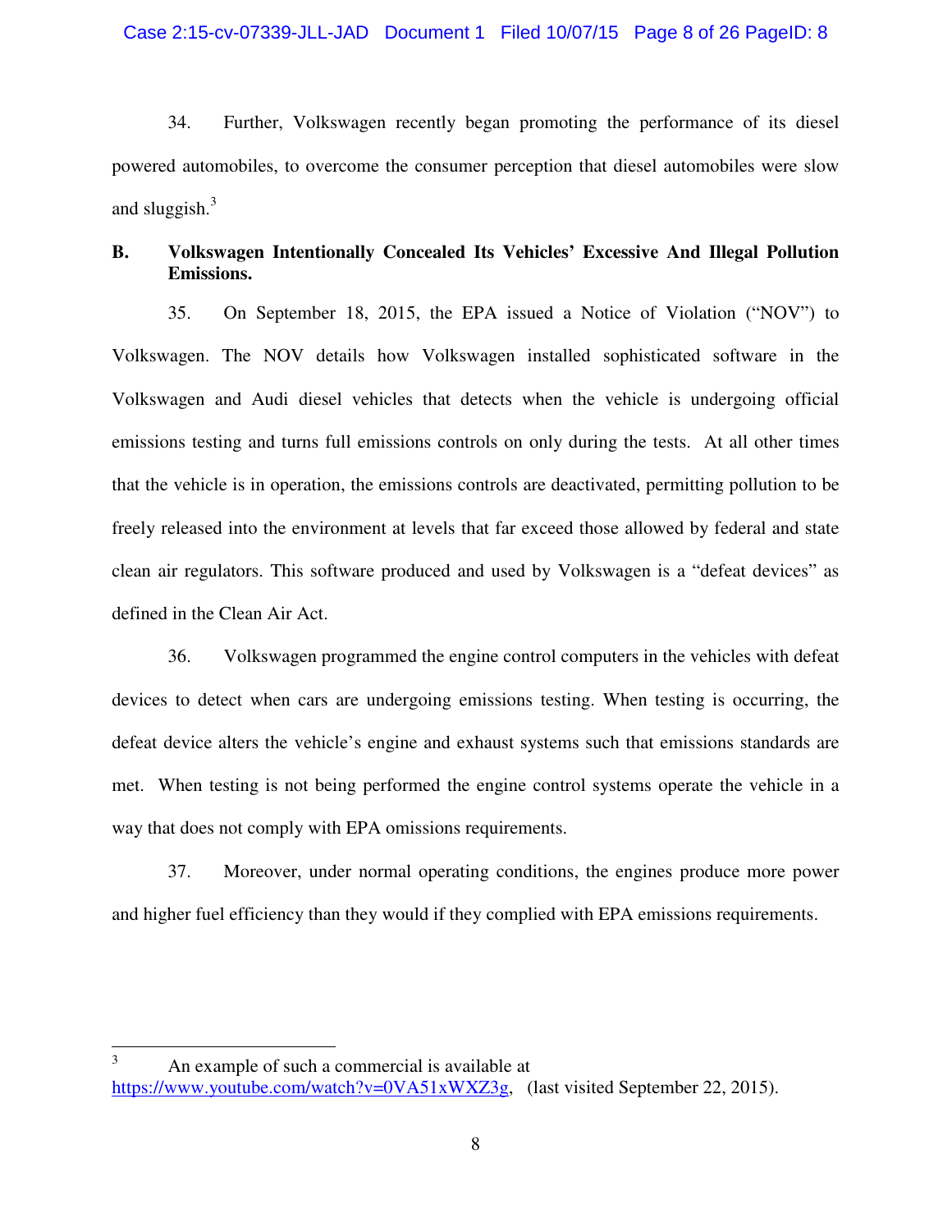34. Further, Volkswagen recently began promoting the performance of its diesel powered automobiles, to overcome the consumer perception that diesel automobiles were slow and sluggish.[3]

**B. Volkswagen Intentionally Concealed Its Vehicles' Excessive And Illegal Pollution Emissions.**

35. On September 18, 2015, the EPA issued a Notice of Violation ("NOV") to Volkswagen. The NOV details how Volkswagen installed sophisticated software in the Volkswagen and Audi diesel vehicles that detects when the vehicle is undergoing official emissions testing and turns full emissions controls on only during the tests. At all other times that the vehicle is in operation, the emissions controls are deactivated, permitting pollution to be freely released into the environment at levels that far exceed those allowed by federal and state clean air regulators. This software produced and used by Volkswagen is a "defeat devices" as defined in the Clean Air Act.

36. Volkswagen programmed the engine control computers in the vehicles with defeat devices to detect when cars are undergoing emissions testing. When testing is occurring, the defeat device alters the vehicle's engine and exhaust systems such that emissions standards are met. When testing is not being performed the engine control systems operate the vehicle in a way that does not comply with EPA omissions requirements.

37. Moreover, under normal operating conditions, the engines produce more power and higher fuel efficiency than they would if they complied with EPA emissions requirements.

---

[3] An example of such a commercial is available at https://www.youtube.com/watch?v=0VA51xWXZ3g, (last visited September 22, 2015).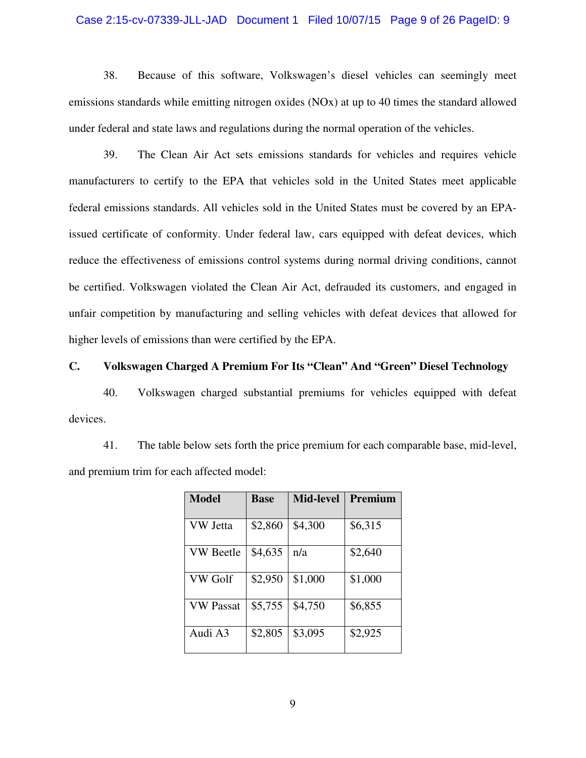38. Because of this software, Volkswagen's diesel vehicles can seemingly meet emissions standards while emitting nitrogen oxides (NOx) at up to 40 times the standard allowed under federal and state laws and regulations during the normal operation of the vehicles.

39. The Clean Air Act sets emissions standards for vehicles and requires vehicle manufacturers to certify to the EPA that vehicles sold in the United States meet applicable federal emissions standards. All vehicles sold in the United States must be covered by an EPA-issued certificate of conformity. Under federal law, cars equipped with defeat devices, which reduce the effectiveness of emissions control systems during normal driving conditions, cannot be certified. Volkswagen violated the Clean Air Act, defrauded its customers, and engaged in unfair competition by manufacturing and selling vehicles with defeat devices that allowed for higher levels of emissions than were certified by the EPA.

### C. Volkswagen Charged A Premium For Its "Clean" And "Green" Diesel Technology

40. Volkswagen charged substantial premiums for vehicles equipped with defeat devices.

41. The table below sets forth the price premium for each comparable base, mid-level, and premium trim for each affected model:

| Model | Base | Mid-level | Premium |
|---|---|---|---|
| VW Jetta | $2,860 | $4,300 | $6,315 |
| VW Beetle | $4,635 | n/a | $2,640 |
| VW Golf | $2,950 | $1,000 | $1,000 |
| VW Passat | $5,755 | $4,750 | $6,855 |
| Audi A3 | $2,805 | $3,095 | $2,925 |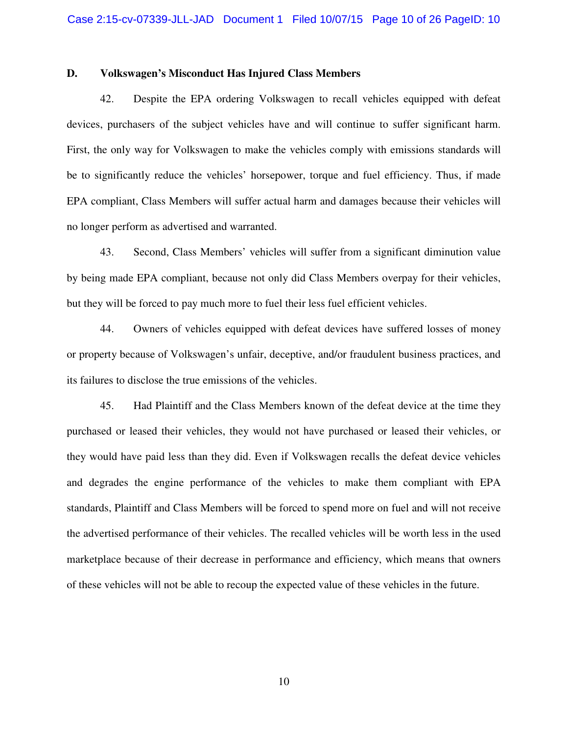### D. Volkswagen's Misconduct Has Injured Class Members

42. Despite the EPA ordering Volkswagen to recall vehicles equipped with defeat devices, purchasers of the subject vehicles have and will continue to suffer significant harm. First, the only way for Volkswagen to make the vehicles comply with emissions standards will be to significantly reduce the vehicles' horsepower, torque and fuel efficiency. Thus, if made EPA compliant, Class Members will suffer actual harm and damages because their vehicles will no longer perform as advertised and warranted.

43. Second, Class Members' vehicles will suffer from a significant diminution value by being made EPA compliant, because not only did Class Members overpay for their vehicles, but they will be forced to pay much more to fuel their less fuel efficient vehicles.

44. Owners of vehicles equipped with defeat devices have suffered losses of money or property because of Volkswagen's unfair, deceptive, and/or fraudulent business practices, and its failures to disclose the true emissions of the vehicles.

45. Had Plaintiff and the Class Members known of the defeat device at the time they purchased or leased their vehicles, they would not have purchased or leased their vehicles, or they would have paid less than they did. Even if Volkswagen recalls the defeat device vehicles and degrades the engine performance of the vehicles to make them compliant with EPA standards, Plaintiff and Class Members will be forced to spend more on fuel and will not receive the advertised performance of their vehicles. The recalled vehicles will be worth less in the used marketplace because of their decrease in performance and efficiency, which means that owners of these vehicles will not be able to recoup the expected value of these vehicles in the future.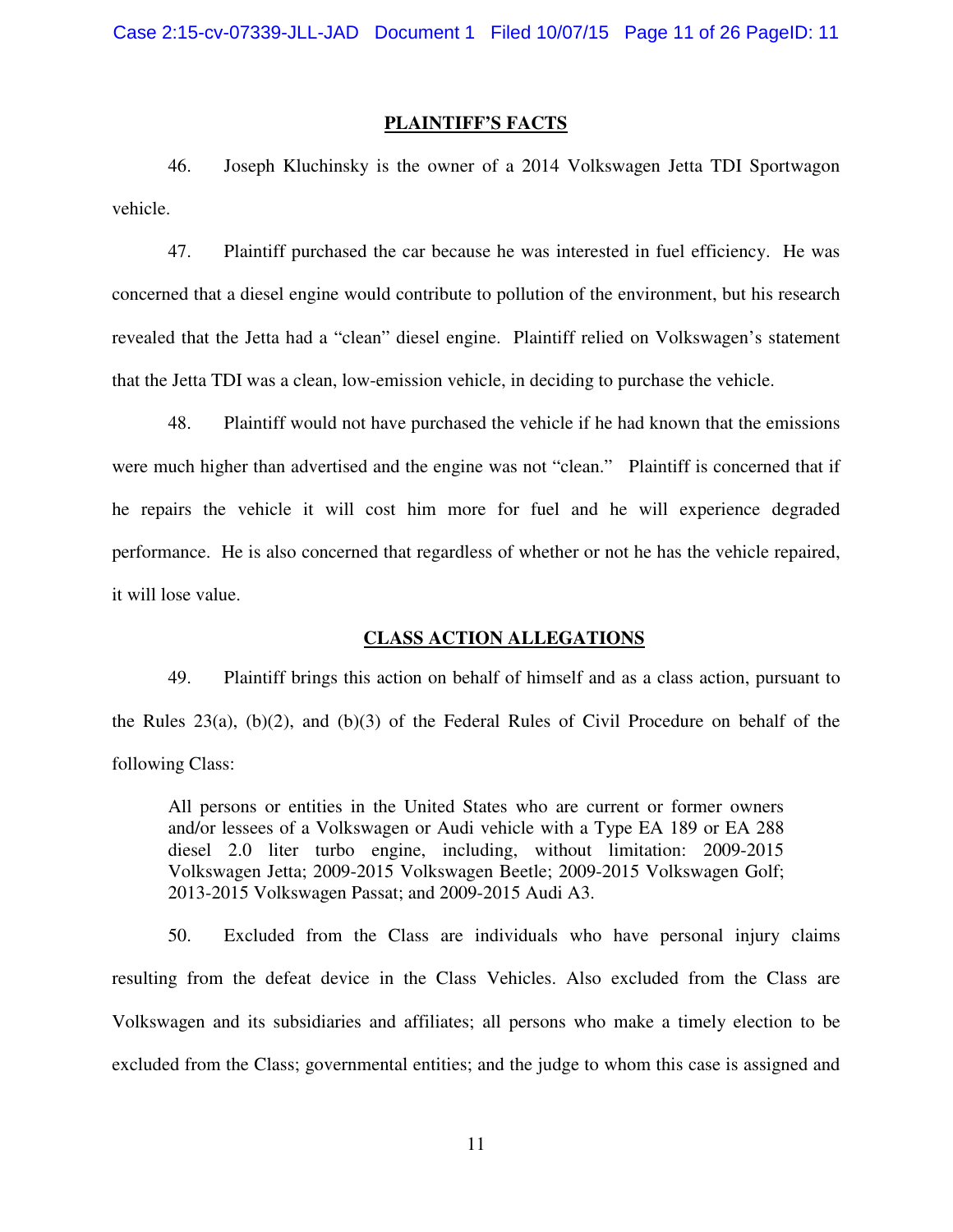## PLAINTIFF'S FACTS

46. Joseph Kluchinsky is the owner of a 2014 Volkswagen Jetta TDI Sportwagon vehicle.

47. Plaintiff purchased the car because he was interested in fuel efficiency. He was concerned that a diesel engine would contribute to pollution of the environment, but his research revealed that the Jetta had a "clean" diesel engine. Plaintiff relied on Volkswagen's statement that the Jetta TDI was a clean, low-emission vehicle, in deciding to purchase the vehicle.

48. Plaintiff would not have purchased the vehicle if he had known that the emissions were much higher than advertised and the engine was not "clean." Plaintiff is concerned that if he repairs the vehicle it will cost him more for fuel and he will experience degraded performance. He is also concerned that regardless of whether or not he has the vehicle repaired, it will lose value.

## CLASS ACTION ALLEGATIONS

49. Plaintiff brings this action on behalf of himself and as a class action, pursuant to the Rules 23(a), (b)(2), and (b)(3) of the Federal Rules of Civil Procedure on behalf of the following Class:

> All persons or entities in the United States who are current or former owners and/or lessees of a Volkswagen or Audi vehicle with a Type EA 189 or EA 288 diesel 2.0 liter turbo engine, including, without limitation: 2009-2015 Volkswagen Jetta; 2009-2015 Volkswagen Beetle; 2009-2015 Volkswagen Golf; 2013-2015 Volkswagen Passat; and 2009-2015 Audi A3.

50. Excluded from the Class are individuals who have personal injury claims resulting from the defeat device in the Class Vehicles. Also excluded from the Class are Volkswagen and its subsidiaries and affiliates; all persons who make a timely election to be excluded from the Class; governmental entities; and the judge to whom this case is assigned and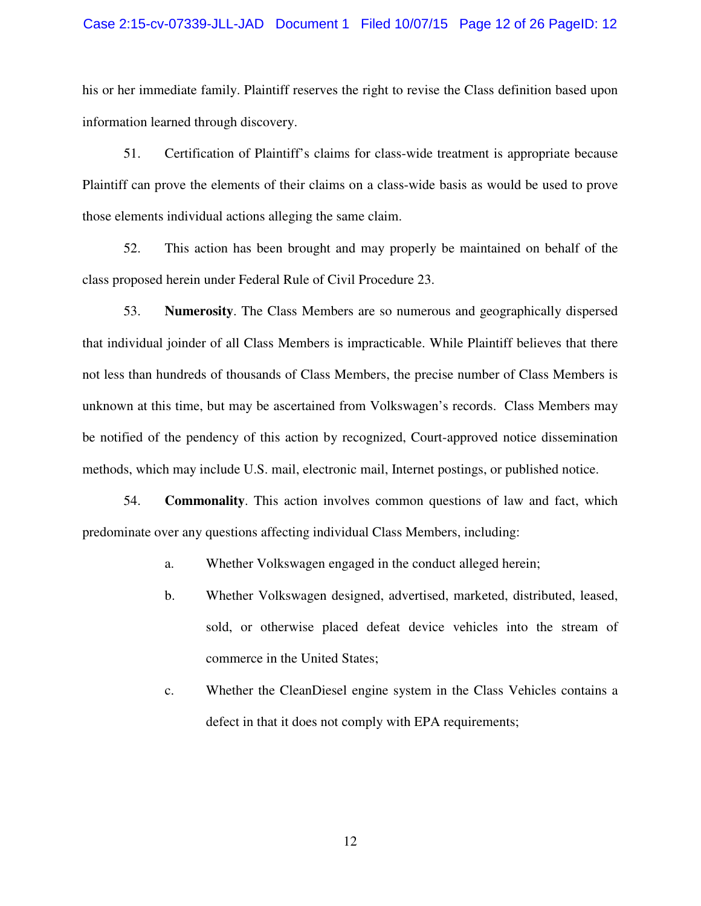his or her immediate family. Plaintiff reserves the right to revise the Class definition based upon information learned through discovery.

51. Certification of Plaintiff's claims for class-wide treatment is appropriate because Plaintiff can prove the elements of their claims on a class-wide basis as would be used to prove those elements individual actions alleging the same claim.

52. This action has been brought and may properly be maintained on behalf of the class proposed herein under Federal Rule of Civil Procedure 23.

53. **Numerosity**. The Class Members are so numerous and geographically dispersed that individual joinder of all Class Members is impracticable. While Plaintiff believes that there not less than hundreds of thousands of Class Members, the precise number of Class Members is unknown at this time, but may be ascertained from Volkswagen's records. Class Members may be notified of the pendency of this action by recognized, Court-approved notice dissemination methods, which may include U.S. mail, electronic mail, Internet postings, or published notice.

54. **Commonality**. This action involves common questions of law and fact, which predominate over any questions affecting individual Class Members, including:

a. Whether Volkswagen engaged in the conduct alleged herein;

b. Whether Volkswagen designed, advertised, marketed, distributed, leased, sold, or otherwise placed defeat device vehicles into the stream of commerce in the United States;

c. Whether the CleanDiesel engine system in the Class Vehicles contains a defect in that it does not comply with EPA requirements;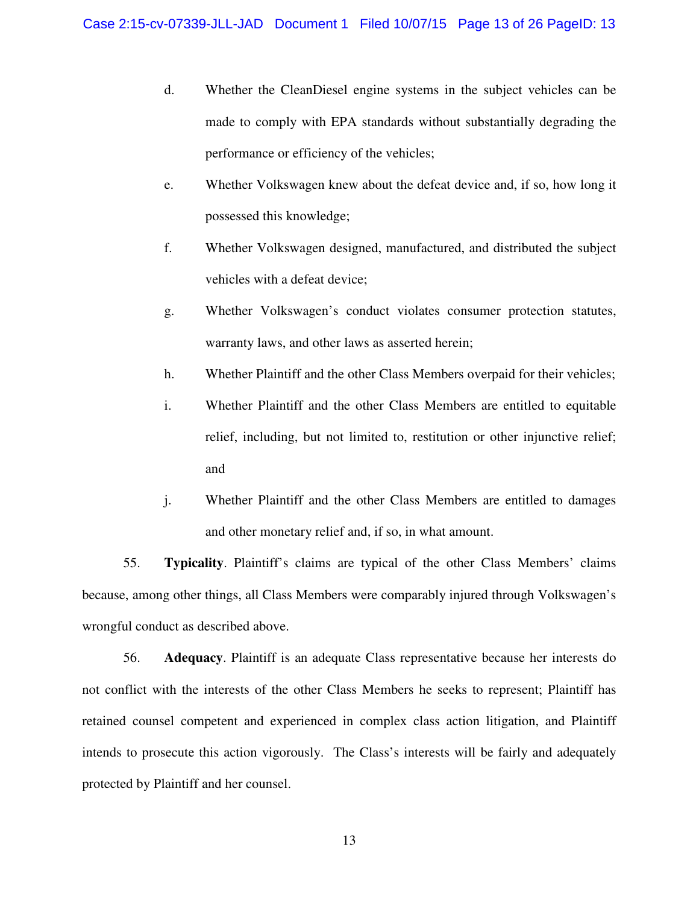d. Whether the CleanDiesel engine systems in the subject vehicles can be made to comply with EPA standards without substantially degrading the performance or efficiency of the vehicles;

e. Whether Volkswagen knew about the defeat device and, if so, how long it possessed this knowledge;

f. Whether Volkswagen designed, manufactured, and distributed the subject vehicles with a defeat device;

g. Whether Volkswagen's conduct violates consumer protection statutes, warranty laws, and other laws as asserted herein;

h. Whether Plaintiff and the other Class Members overpaid for their vehicles;

i. Whether Plaintiff and the other Class Members are entitled to equitable relief, including, but not limited to, restitution or other injunctive relief; and

j. Whether Plaintiff and the other Class Members are entitled to damages and other monetary relief and, if so, in what amount.

55. **Typicality**. Plaintiff's claims are typical of the other Class Members' claims because, among other things, all Class Members were comparably injured through Volkswagen's wrongful conduct as described above.

56. **Adequacy**. Plaintiff is an adequate Class representative because her interests do not conflict with the interests of the other Class Members he seeks to represent; Plaintiff has retained counsel competent and experienced in complex class action litigation, and Plaintiff intends to prosecute this action vigorously. The Class's interests will be fairly and adequately protected by Plaintiff and her counsel.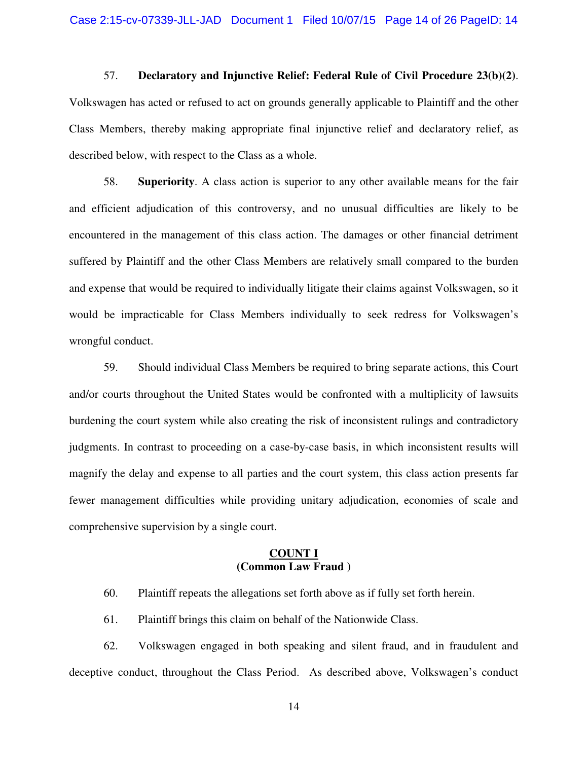57. **Declaratory and Injunctive Relief: Federal Rule of Civil Procedure 23(b)(2)**. Volkswagen has acted or refused to act on grounds generally applicable to Plaintiff and the other Class Members, thereby making appropriate final injunctive relief and declaratory relief, as described below, with respect to the Class as a whole.

58. **Superiority**. A class action is superior to any other available means for the fair and efficient adjudication of this controversy, and no unusual difficulties are likely to be encountered in the management of this class action. The damages or other financial detriment suffered by Plaintiff and the other Class Members are relatively small compared to the burden and expense that would be required to individually litigate their claims against Volkswagen, so it would be impracticable for Class Members individually to seek redress for Volkswagen's wrongful conduct.

59. Should individual Class Members be required to bring separate actions, this Court and/or courts throughout the United States would be confronted with a multiplicity of lawsuits burdening the court system while also creating the risk of inconsistent rulings and contradictory judgments. In contrast to proceeding on a case-by-case basis, in which inconsistent results will magnify the delay and expense to all parties and the court system, this class action presents far fewer management difficulties while providing unitary adjudication, economies of scale and comprehensive supervision by a single court.

## COUNT I
## (Common Law Fraud )

60. Plaintiff repeats the allegations set forth above as if fully set forth herein.

61. Plaintiff brings this claim on behalf of the Nationwide Class.

62. Volkswagen engaged in both speaking and silent fraud, and in fraudulent and deceptive conduct, throughout the Class Period. As described above, Volkswagen's conduct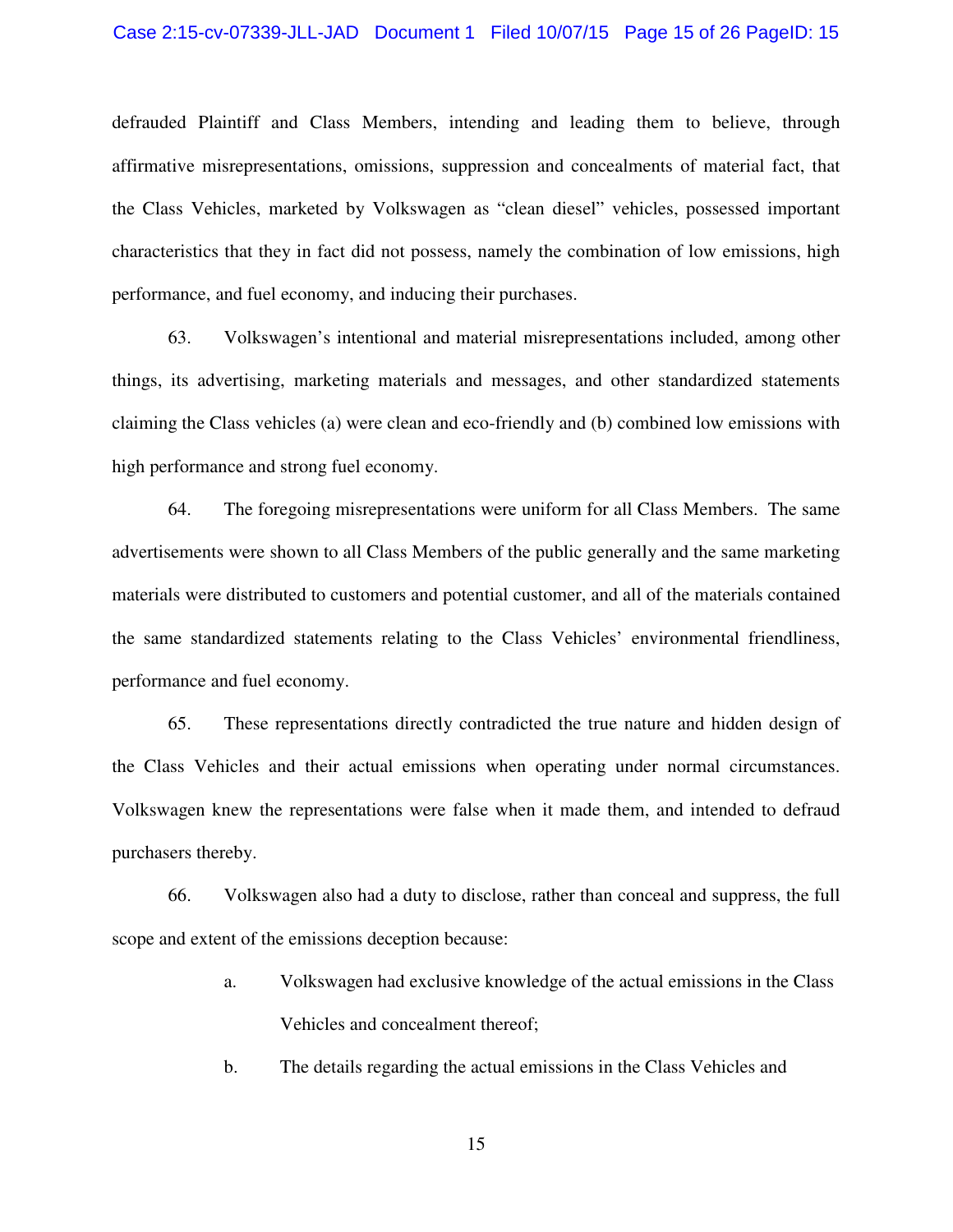defrauded Plaintiff and Class Members, intending and leading them to believe, through affirmative misrepresentations, omissions, suppression and concealments of material fact, that the Class Vehicles, marketed by Volkswagen as "clean diesel" vehicles, possessed important characteristics that they in fact did not possess, namely the combination of low emissions, high performance, and fuel economy, and inducing their purchases.

63. Volkswagen's intentional and material misrepresentations included, among other things, its advertising, marketing materials and messages, and other standardized statements claiming the Class vehicles (a) were clean and eco-friendly and (b) combined low emissions with high performance and strong fuel economy.

64. The foregoing misrepresentations were uniform for all Class Members. The same advertisements were shown to all Class Members of the public generally and the same marketing materials were distributed to customers and potential customer, and all of the materials contained the same standardized statements relating to the Class Vehicles' environmental friendliness, performance and fuel economy.

65. These representations directly contradicted the true nature and hidden design of the Class Vehicles and their actual emissions when operating under normal circumstances. Volkswagen knew the representations were false when it made them, and intended to defraud purchasers thereby.

66. Volkswagen also had a duty to disclose, rather than conceal and suppress, the full scope and extent of the emissions deception because:

a. Volkswagen had exclusive knowledge of the actual emissions in the Class Vehicles and concealment thereof;

b. The details regarding the actual emissions in the Class Vehicles and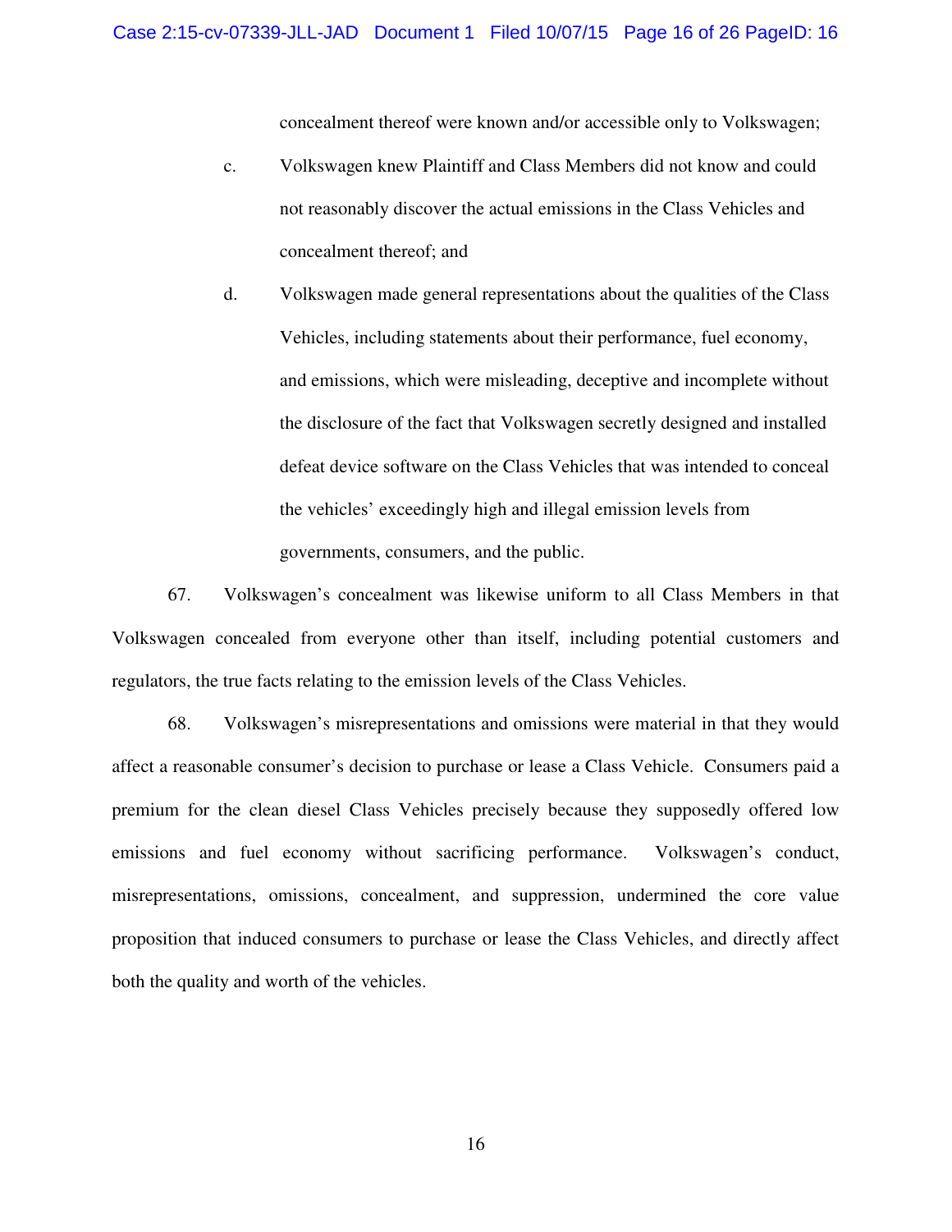concealment thereof were known and/or accessible only to Volkswagen;

c. Volkswagen knew Plaintiff and Class Members did not know and could not reasonably discover the actual emissions in the Class Vehicles and concealment thereof; and

d. Volkswagen made general representations about the qualities of the Class Vehicles, including statements about their performance, fuel economy, and emissions, which were misleading, deceptive and incomplete without the disclosure of the fact that Volkswagen secretly designed and installed defeat device software on the Class Vehicles that was intended to conceal the vehicles' exceedingly high and illegal emission levels from governments, consumers, and the public.

67. Volkswagen's concealment was likewise uniform to all Class Members in that Volkswagen concealed from everyone other than itself, including potential customers and regulators, the true facts relating to the emission levels of the Class Vehicles.

68. Volkswagen's misrepresentations and omissions were material in that they would affect a reasonable consumer's decision to purchase or lease a Class Vehicle. Consumers paid a premium for the clean diesel Class Vehicles precisely because they supposedly offered low emissions and fuel economy without sacrificing performance. Volkswagen's conduct, misrepresentations, omissions, concealment, and suppression, undermined the core value proposition that induced consumers to purchase or lease the Class Vehicles, and directly affect both the quality and worth of the vehicles.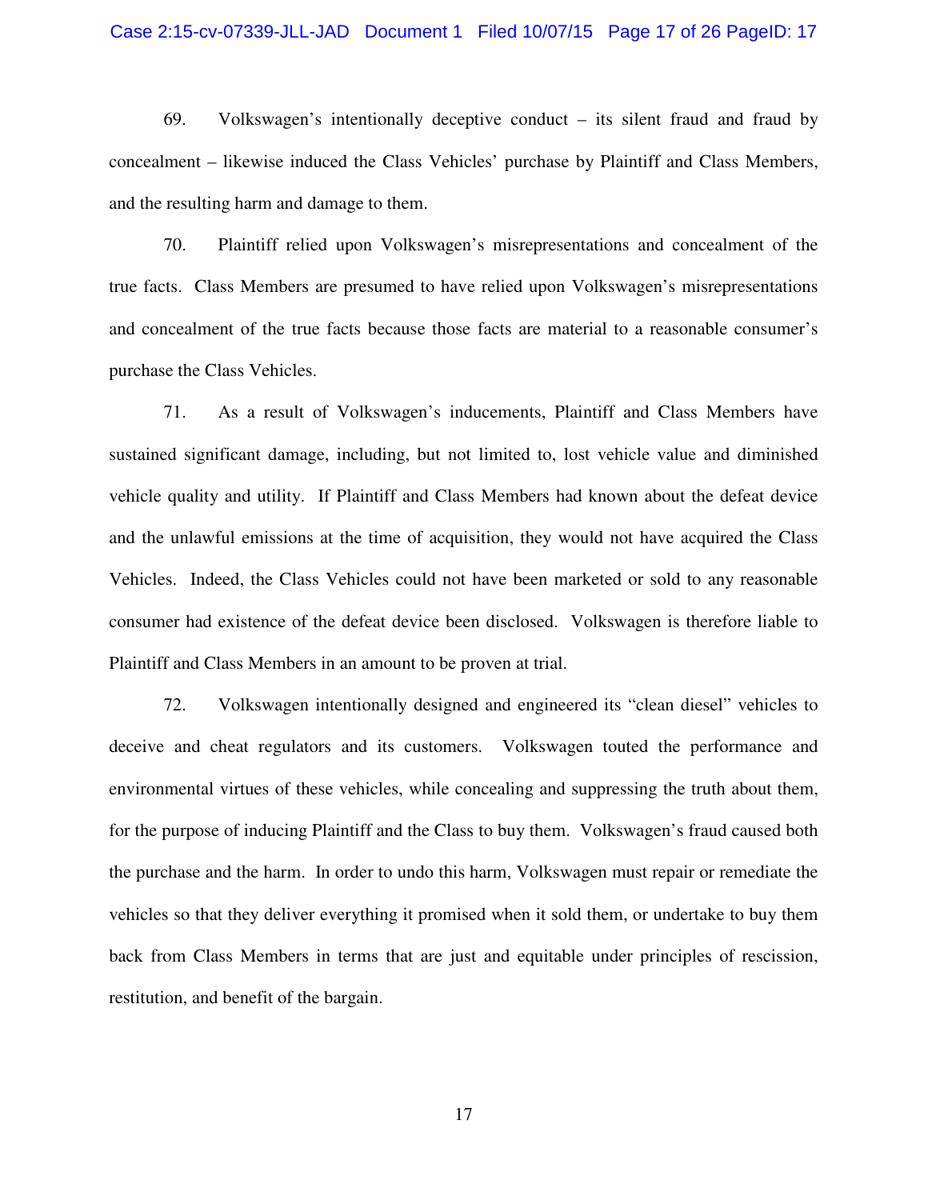69. Volkswagen's intentionally deceptive conduct – its silent fraud and fraud by concealment – likewise induced the Class Vehicles' purchase by Plaintiff and Class Members, and the resulting harm and damage to them.

70. Plaintiff relied upon Volkswagen's misrepresentations and concealment of the true facts. Class Members are presumed to have relied upon Volkswagen's misrepresentations and concealment of the true facts because those facts are material to a reasonable consumer's purchase the Class Vehicles.

71. As a result of Volkswagen's inducements, Plaintiff and Class Members have sustained significant damage, including, but not limited to, lost vehicle value and diminished vehicle quality and utility. If Plaintiff and Class Members had known about the defeat device and the unlawful emissions at the time of acquisition, they would not have acquired the Class Vehicles. Indeed, the Class Vehicles could not have been marketed or sold to any reasonable consumer had existence of the defeat device been disclosed. Volkswagen is therefore liable to Plaintiff and Class Members in an amount to be proven at trial.

72. Volkswagen intentionally designed and engineered its "clean diesel" vehicles to deceive and cheat regulators and its customers. Volkswagen touted the performance and environmental virtues of these vehicles, while concealing and suppressing the truth about them, for the purpose of inducing Plaintiff and the Class to buy them. Volkswagen's fraud caused both the purchase and the harm. In order to undo this harm, Volkswagen must repair or remediate the vehicles so that they deliver everything it promised when it sold them, or undertake to buy them back from Class Members in terms that are just and equitable under principles of rescission, restitution, and benefit of the bargain.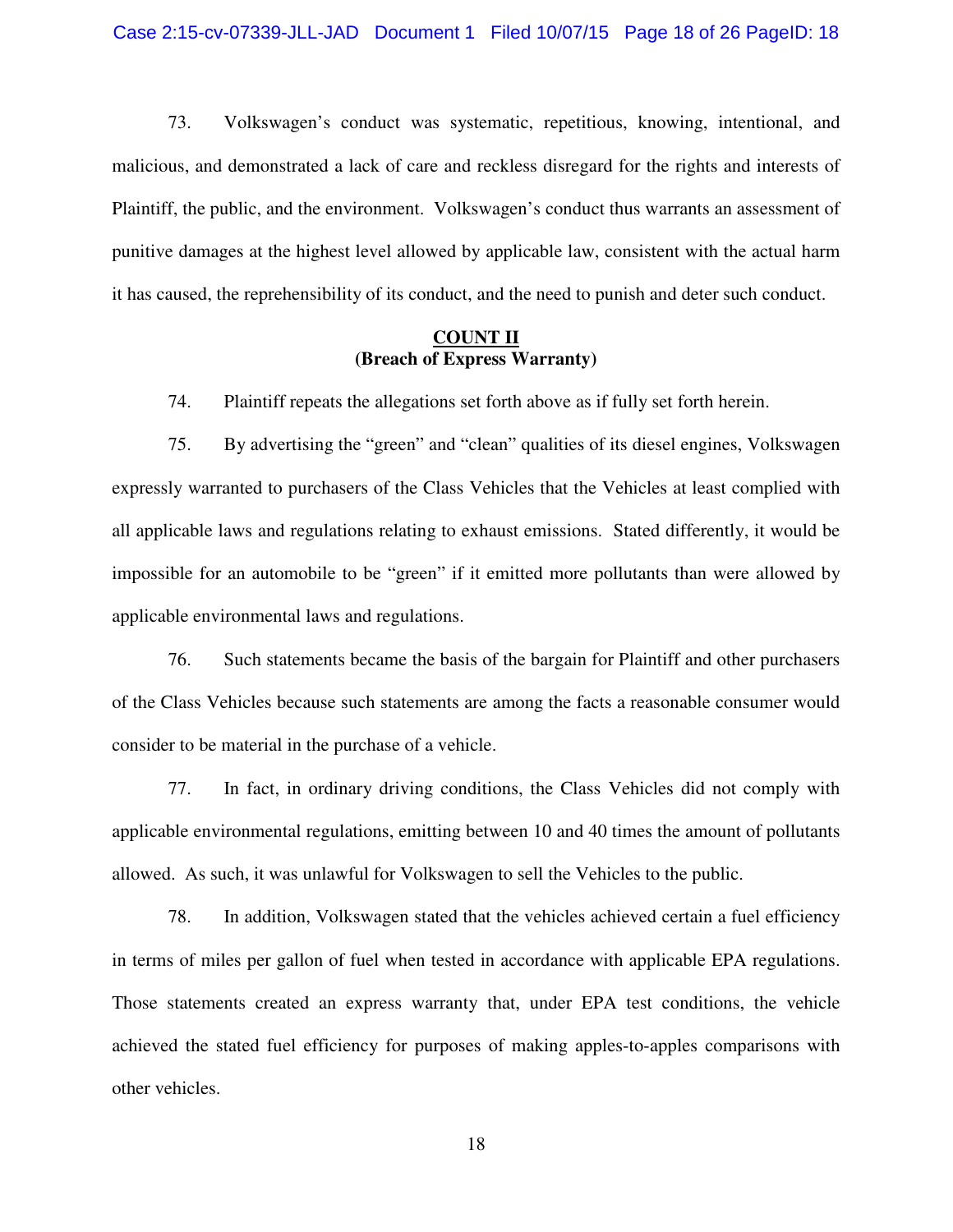73. Volkswagen's conduct was systematic, repetitious, knowing, intentional, and malicious, and demonstrated a lack of care and reckless disregard for the rights and interests of Plaintiff, the public, and the environment. Volkswagen's conduct thus warrants an assessment of punitive damages at the highest level allowed by applicable law, consistent with the actual harm it has caused, the reprehensibility of its conduct, and the need to punish and deter such conduct.

**COUNT II**
**(Breach of Express Warranty)**

74. Plaintiff repeats the allegations set forth above as if fully set forth herein.

75. By advertising the "green" and "clean" qualities of its diesel engines, Volkswagen expressly warranted to purchasers of the Class Vehicles that the Vehicles at least complied with all applicable laws and regulations relating to exhaust emissions. Stated differently, it would be impossible for an automobile to be "green" if it emitted more pollutants than were allowed by applicable environmental laws and regulations.

76. Such statements became the basis of the bargain for Plaintiff and other purchasers of the Class Vehicles because such statements are among the facts a reasonable consumer would consider to be material in the purchase of a vehicle.

77. In fact, in ordinary driving conditions, the Class Vehicles did not comply with applicable environmental regulations, emitting between 10 and 40 times the amount of pollutants allowed. As such, it was unlawful for Volkswagen to sell the Vehicles to the public.

78. In addition, Volkswagen stated that the vehicles achieved certain a fuel efficiency in terms of miles per gallon of fuel when tested in accordance with applicable EPA regulations. Those statements created an express warranty that, under EPA test conditions, the vehicle achieved the stated fuel efficiency for purposes of making apples-to-apples comparisons with other vehicles.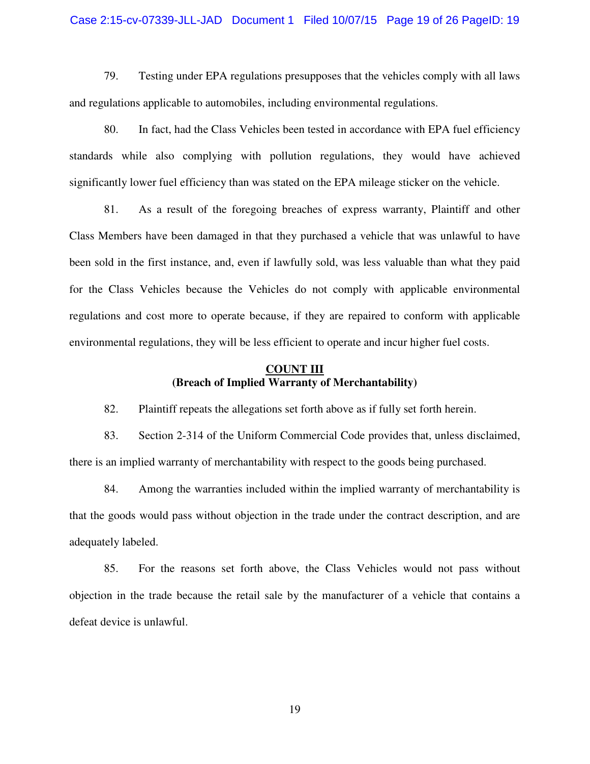79. Testing under EPA regulations presupposes that the vehicles comply with all laws and regulations applicable to automobiles, including environmental regulations.

80. In fact, had the Class Vehicles been tested in accordance with EPA fuel efficiency standards while also complying with pollution regulations, they would have achieved significantly lower fuel efficiency than was stated on the EPA mileage sticker on the vehicle.

81. As a result of the foregoing breaches of express warranty, Plaintiff and other Class Members have been damaged in that they purchased a vehicle that was unlawful to have been sold in the first instance, and, even if lawfully sold, was less valuable than what they paid for the Class Vehicles because the Vehicles do not comply with applicable environmental regulations and cost more to operate because, if they are repaired to conform with applicable environmental regulations, they will be less efficient to operate and incur higher fuel costs.

## COUNT III
## (Breach of Implied Warranty of Merchantability)

82. Plaintiff repeats the allegations set forth above as if fully set forth herein.

83. Section 2-314 of the Uniform Commercial Code provides that, unless disclaimed, there is an implied warranty of merchantability with respect to the goods being purchased.

84. Among the warranties included within the implied warranty of merchantability is that the goods would pass without objection in the trade under the contract description, and are adequately labeled.

85. For the reasons set forth above, the Class Vehicles would not pass without objection in the trade because the retail sale by the manufacturer of a vehicle that contains a defeat device is unlawful.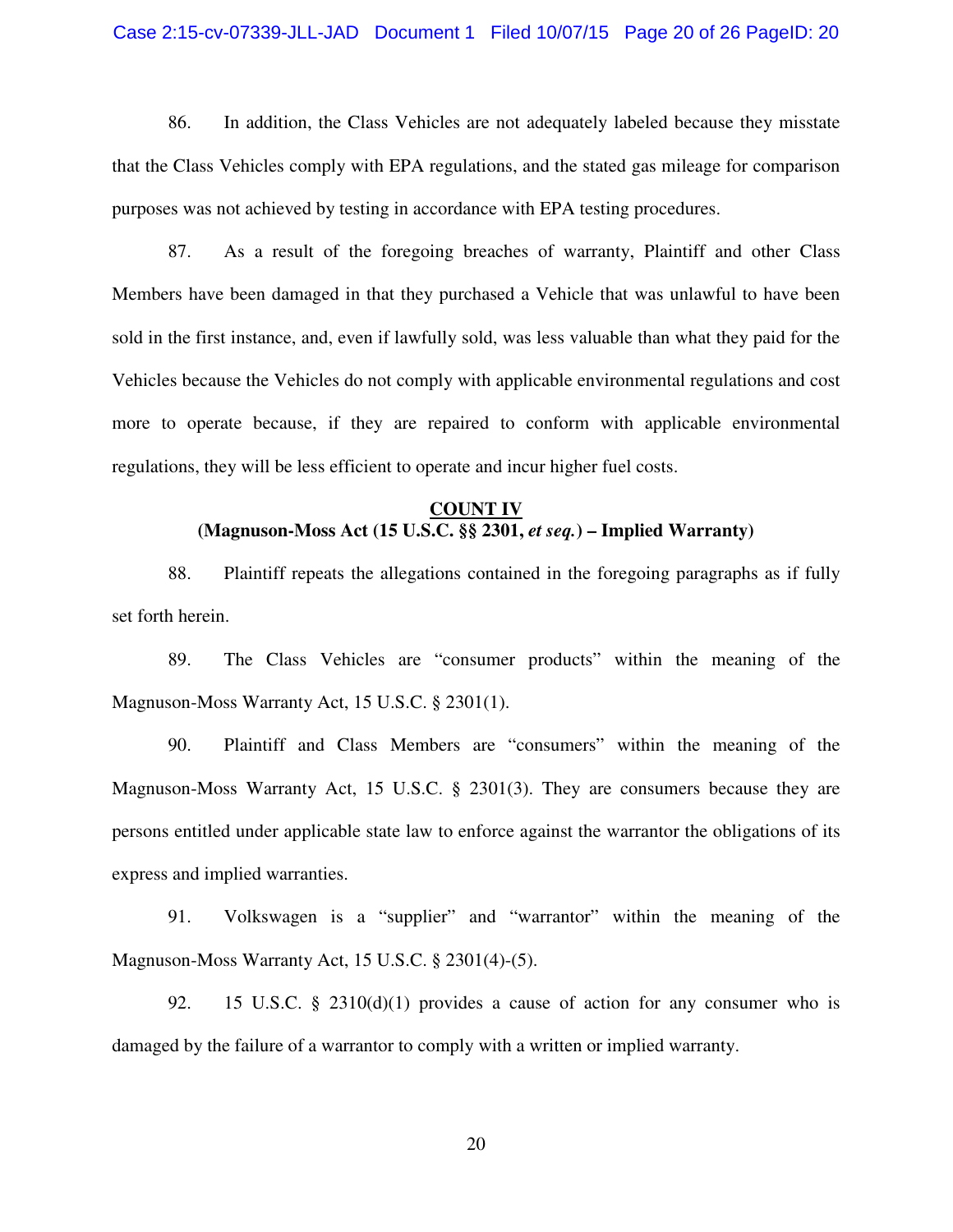86. In addition, the Class Vehicles are not adequately labeled because they misstate that the Class Vehicles comply with EPA regulations, and the stated gas mileage for comparison purposes was not achieved by testing in accordance with EPA testing procedures.

87. As a result of the foregoing breaches of warranty, Plaintiff and other Class Members have been damaged in that they purchased a Vehicle that was unlawful to have been sold in the first instance, and, even if lawfully sold, was less valuable than what they paid for the Vehicles because the Vehicles do not comply with applicable environmental regulations and cost more to operate because, if they are repaired to conform with applicable environmental regulations, they will be less efficient to operate and incur higher fuel costs.

**COUNT IV**
**(Magnuson-Moss Act (15 U.S.C. §§ 2301, *et seq.*) – Implied Warranty)**

88. Plaintiff repeats the allegations contained in the foregoing paragraphs as if fully set forth herein.

89. The Class Vehicles are "consumer products" within the meaning of the Magnuson-Moss Warranty Act, 15 U.S.C. § 2301(1).

90. Plaintiff and Class Members are "consumers" within the meaning of the Magnuson-Moss Warranty Act, 15 U.S.C. § 2301(3). They are consumers because they are persons entitled under applicable state law to enforce against the warrantor the obligations of its express and implied warranties.

91. Volkswagen is a "supplier" and "warrantor" within the meaning of the Magnuson-Moss Warranty Act, 15 U.S.C. § 2301(4)-(5).

92. 15 U.S.C. § 2310(d)(1) provides a cause of action for any consumer who is damaged by the failure of a warrantor to comply with a written or implied warranty.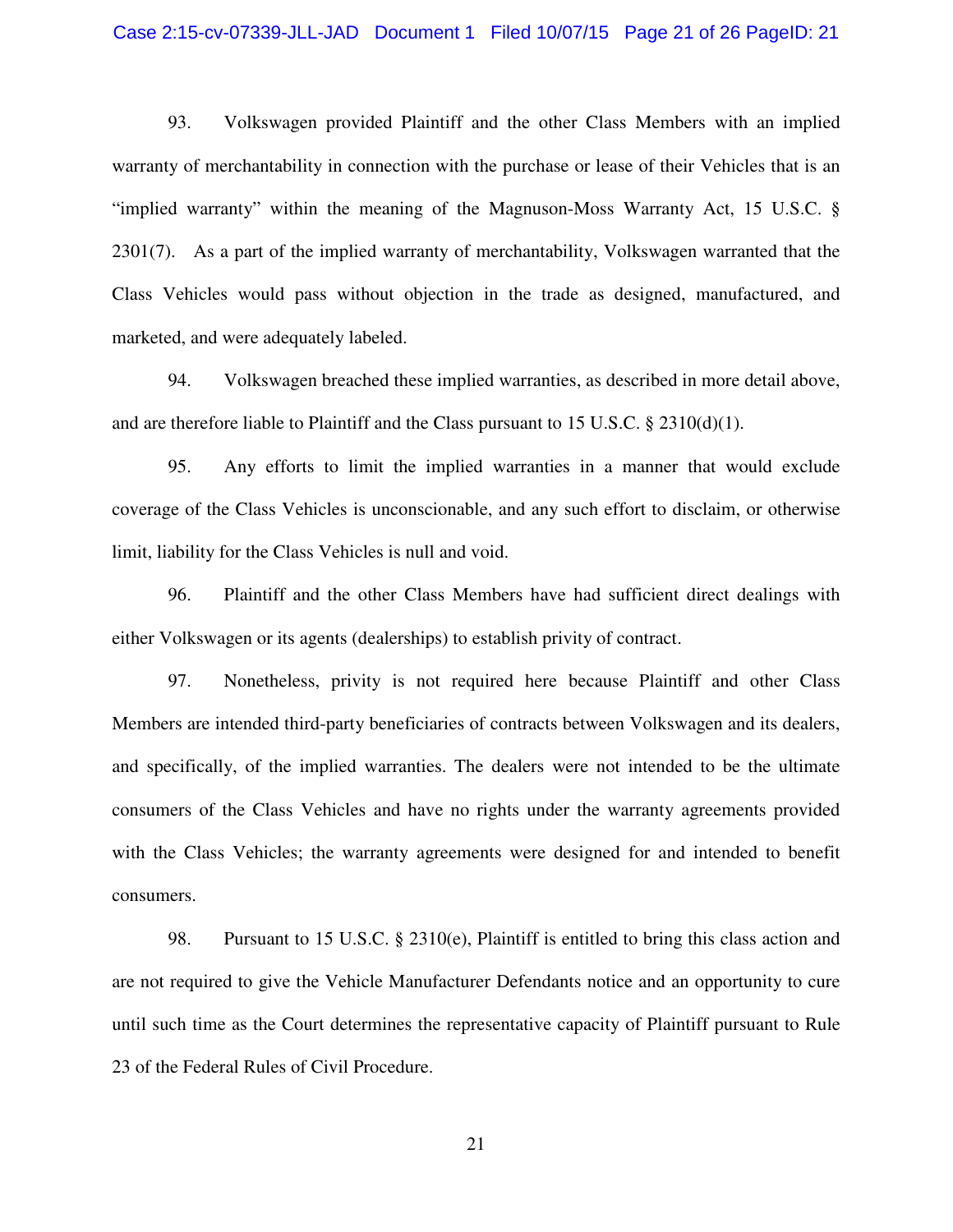93. Volkswagen provided Plaintiff and the other Class Members with an implied warranty of merchantability in connection with the purchase or lease of their Vehicles that is an "implied warranty" within the meaning of the Magnuson-Moss Warranty Act, 15 U.S.C. § 2301(7). As a part of the implied warranty of merchantability, Volkswagen warranted that the Class Vehicles would pass without objection in the trade as designed, manufactured, and marketed, and were adequately labeled.

94. Volkswagen breached these implied warranties, as described in more detail above, and are therefore liable to Plaintiff and the Class pursuant to 15 U.S.C. § 2310(d)(1).

95. Any efforts to limit the implied warranties in a manner that would exclude coverage of the Class Vehicles is unconscionable, and any such effort to disclaim, or otherwise limit, liability for the Class Vehicles is null and void.

96. Plaintiff and the other Class Members have had sufficient direct dealings with either Volkswagen or its agents (dealerships) to establish privity of contract.

97. Nonetheless, privity is not required here because Plaintiff and other Class Members are intended third-party beneficiaries of contracts between Volkswagen and its dealers, and specifically, of the implied warranties. The dealers were not intended to be the ultimate consumers of the Class Vehicles and have no rights under the warranty agreements provided with the Class Vehicles; the warranty agreements were designed for and intended to benefit consumers.

98. Pursuant to 15 U.S.C. § 2310(e), Plaintiff is entitled to bring this class action and are not required to give the Vehicle Manufacturer Defendants notice and an opportunity to cure until such time as the Court determines the representative capacity of Plaintiff pursuant to Rule 23 of the Federal Rules of Civil Procedure.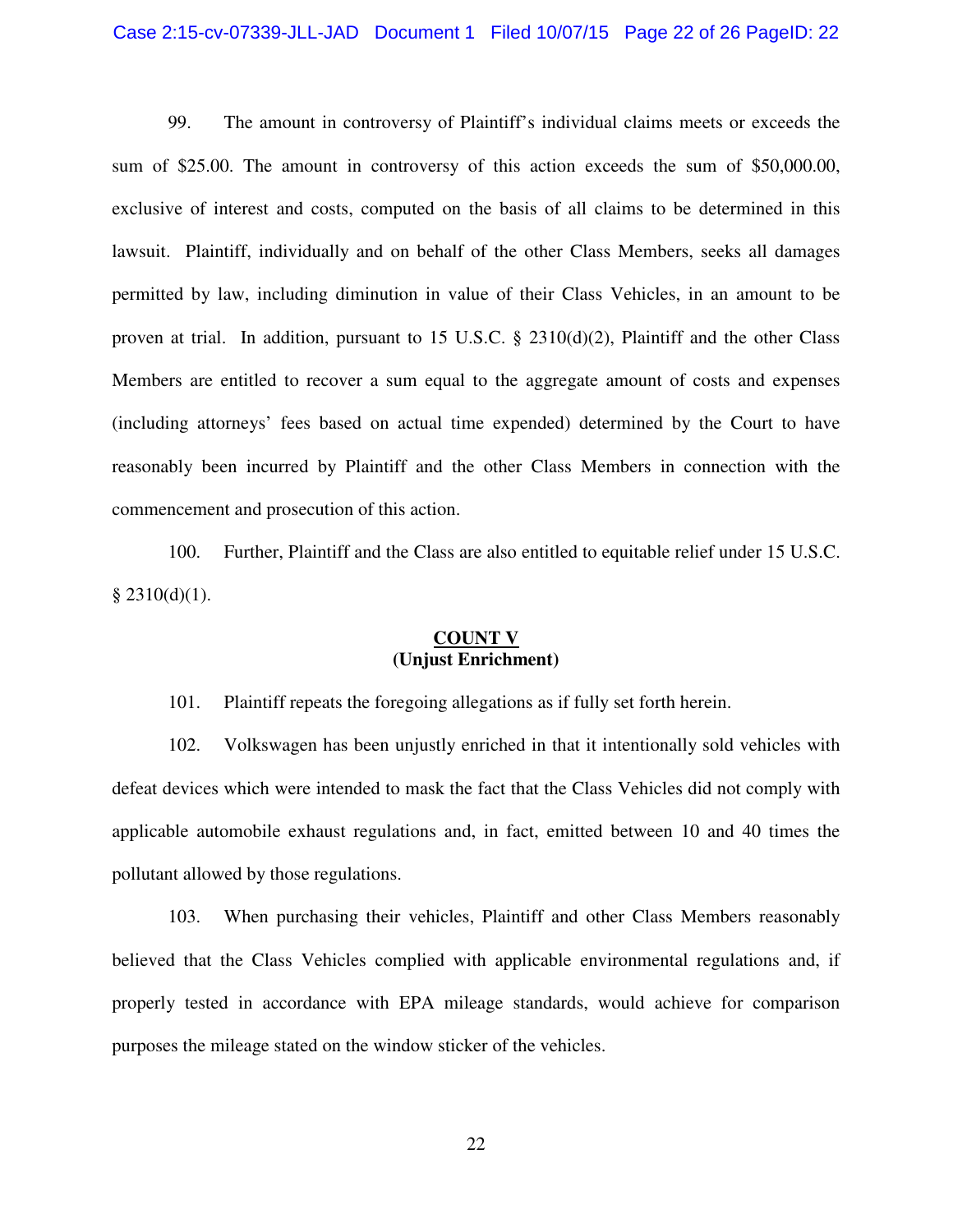99. The amount in controversy of Plaintiff's individual claims meets or exceeds the sum of $25.00. The amount in controversy of this action exceeds the sum of $50,000.00, exclusive of interest and costs, computed on the basis of all claims to be determined in this lawsuit. Plaintiff, individually and on behalf of the other Class Members, seeks all damages permitted by law, including diminution in value of their Class Vehicles, in an amount to be proven at trial. In addition, pursuant to 15 U.S.C. § 2310(d)(2), Plaintiff and the other Class Members are entitled to recover a sum equal to the aggregate amount of costs and expenses (including attorneys' fees based on actual time expended) determined by the Court to have reasonably been incurred by Plaintiff and the other Class Members in connection with the commencement and prosecution of this action.

100. Further, Plaintiff and the Class are also entitled to equitable relief under 15 U.S.C. § 2310(d)(1).

## COUNT V
**(Unjust Enrichment)**

101. Plaintiff repeats the foregoing allegations as if fully set forth herein.

102. Volkswagen has been unjustly enriched in that it intentionally sold vehicles with defeat devices which were intended to mask the fact that the Class Vehicles did not comply with applicable automobile exhaust regulations and, in fact, emitted between 10 and 40 times the pollutant allowed by those regulations.

103. When purchasing their vehicles, Plaintiff and other Class Members reasonably believed that the Class Vehicles complied with applicable environmental regulations and, if properly tested in accordance with EPA mileage standards, would achieve for comparison purposes the mileage stated on the window sticker of the vehicles.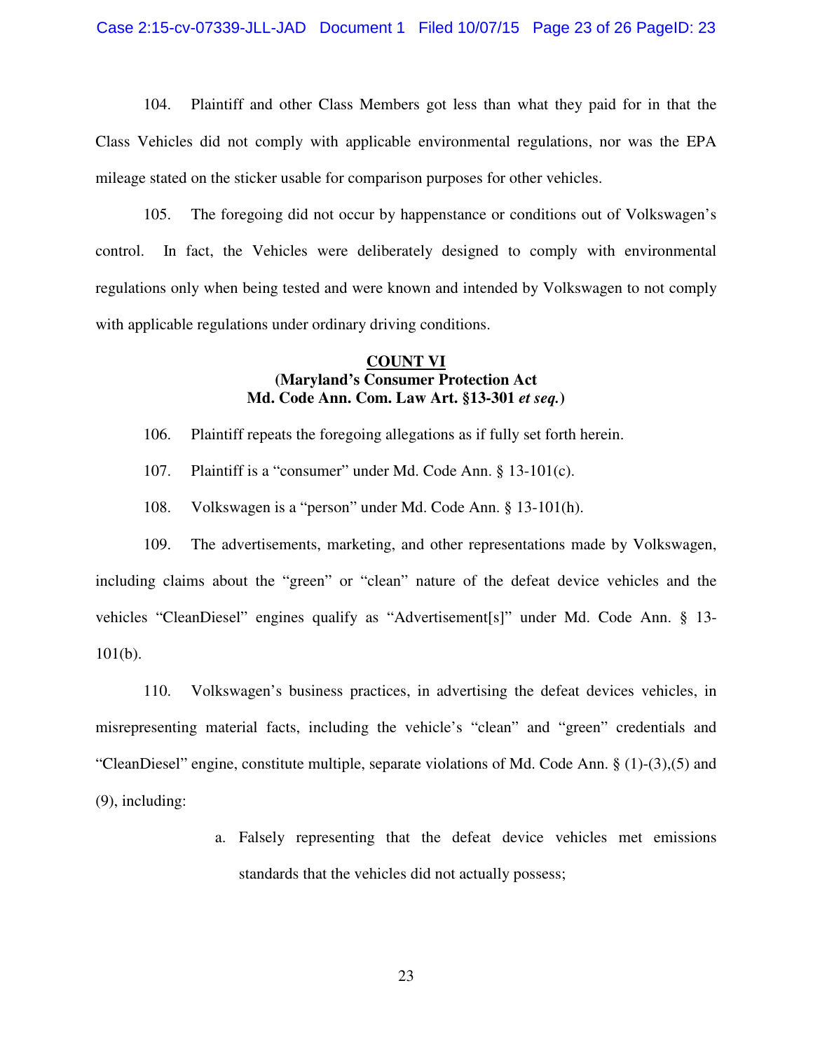104. Plaintiff and other Class Members got less than what they paid for in that the Class Vehicles did not comply with applicable environmental regulations, nor was the EPA mileage stated on the sticker usable for comparison purposes for other vehicles.

105. The foregoing did not occur by happenstance or conditions out of Volkswagen's control. In fact, the Vehicles were deliberately designed to comply with environmental regulations only when being tested and were known and intended by Volkswagen to not comply with applicable regulations under ordinary driving conditions.

**COUNT VI**
**(Maryland's Consumer Protection Act**
**Md. Code Ann. Com. Law Art. §13-301 *et seq.*)**

106. Plaintiff repeats the foregoing allegations as if fully set forth herein.

107. Plaintiff is a "consumer" under Md. Code Ann. § 13-101(c).

108. Volkswagen is a "person" under Md. Code Ann. § 13-101(h).

109. The advertisements, marketing, and other representations made by Volkswagen, including claims about the "green" or "clean" nature of the defeat device vehicles and the vehicles "CleanDiesel" engines qualify as "Advertisement[s]" under Md. Code Ann. § 13-101(b).

110. Volkswagen's business practices, in advertising the defeat devices vehicles, in misrepresenting material facts, including the vehicle's "clean" and "green" credentials and "CleanDiesel" engine, constitute multiple, separate violations of Md. Code Ann. § (1)-(3),(5) and (9), including:

a. Falsely representing that the defeat device vehicles met emissions standards that the vehicles did not actually possess;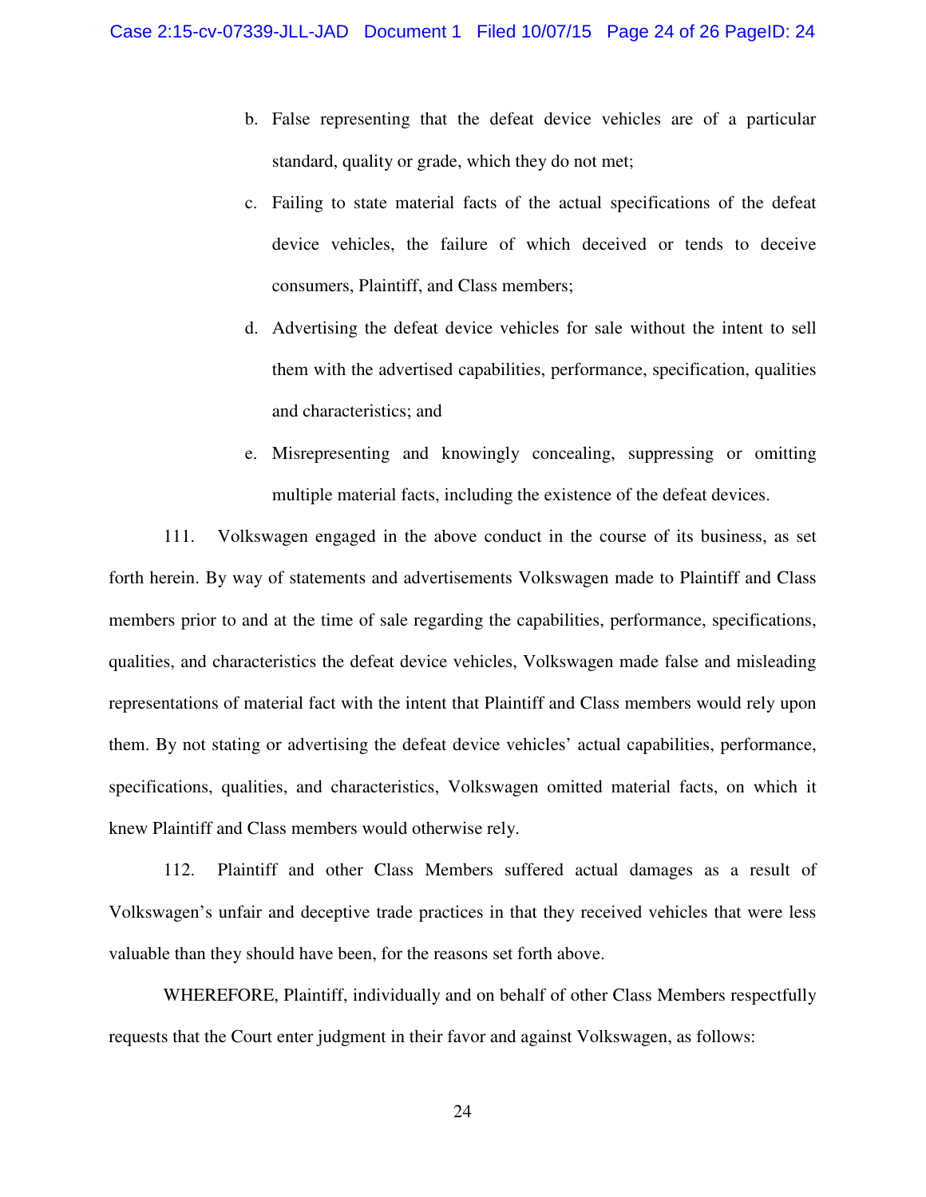b. False representing that the defeat device vehicles are of a particular standard, quality or grade, which they do not met;

c. Failing to state material facts of the actual specifications of the defeat device vehicles, the failure of which deceived or tends to deceive consumers, Plaintiff, and Class members;

d. Advertising the defeat device vehicles for sale without the intent to sell them with the advertised capabilities, performance, specification, qualities and characteristics; and

e. Misrepresenting and knowingly concealing, suppressing or omitting multiple material facts, including the existence of the defeat devices.

111. Volkswagen engaged in the above conduct in the course of its business, as set forth herein. By way of statements and advertisements Volkswagen made to Plaintiff and Class members prior to and at the time of sale regarding the capabilities, performance, specifications, qualities, and characteristics the defeat device vehicles, Volkswagen made false and misleading representations of material fact with the intent that Plaintiff and Class members would rely upon them. By not stating or advertising the defeat device vehicles' actual capabilities, performance, specifications, qualities, and characteristics, Volkswagen omitted material facts, on which it knew Plaintiff and Class members would otherwise rely.

112. Plaintiff and other Class Members suffered actual damages as a result of Volkswagen's unfair and deceptive trade practices in that they received vehicles that were less valuable than they should have been, for the reasons set forth above.

WHEREFORE, Plaintiff, individually and on behalf of other Class Members respectfully requests that the Court enter judgment in their favor and against Volkswagen, as follows: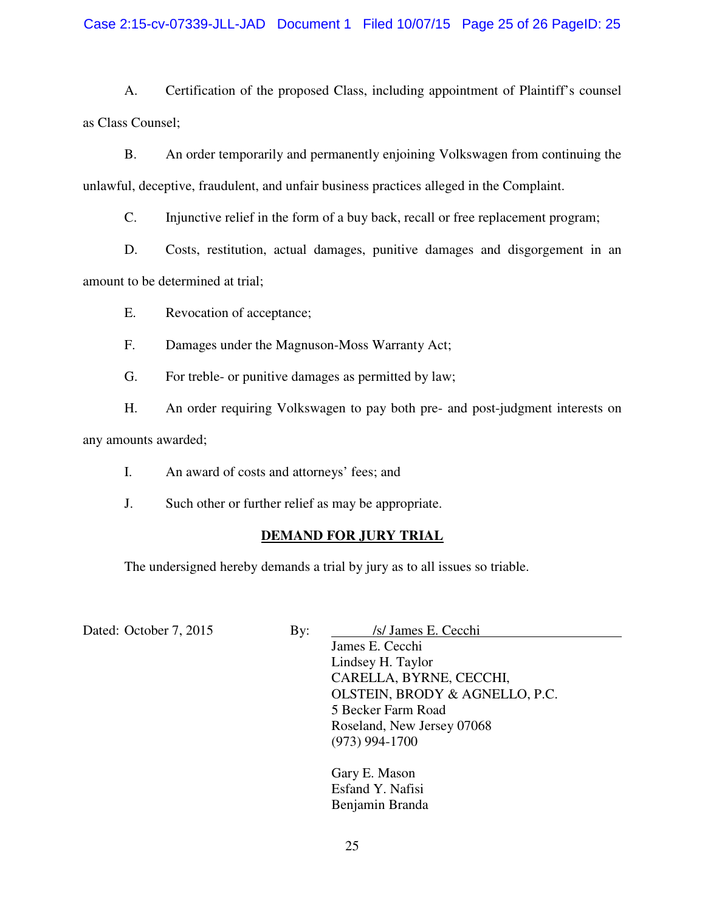A. Certification of the proposed Class, including appointment of Plaintiff's counsel as Class Counsel;

B. An order temporarily and permanently enjoining Volkswagen from continuing the unlawful, deceptive, fraudulent, and unfair business practices alleged in the Complaint.

C. Injunctive relief in the form of a buy back, recall or free replacement program;

D. Costs, restitution, actual damages, punitive damages and disgorgement in an amount to be determined at trial;

E. Revocation of acceptance;

F. Damages under the Magnuson-Moss Warranty Act;

G. For treble- or punitive damages as permitted by law;

H. An order requiring Volkswagen to pay both pre- and post-judgment interests on any amounts awarded;

I. An award of costs and attorneys' fees; and

J. Such other or further relief as may be appropriate.

## DEMAND FOR JURY TRIAL

The undersigned hereby demands a trial by jury as to all issues so triable.

Dated: October 7, 2015

By: /s/ James E. Cecchi

James E. Cecchi
Lindsey H. Taylor
CARELLA, BYRNE, CECCHI,
OLSTEIN, BRODY & AGNELLO, P.C.
5 Becker Farm Road
Roseland, New Jersey 07068
(973) 994-1700

Gary E. Mason
Esfand Y. Nafisi
Benjamin Branda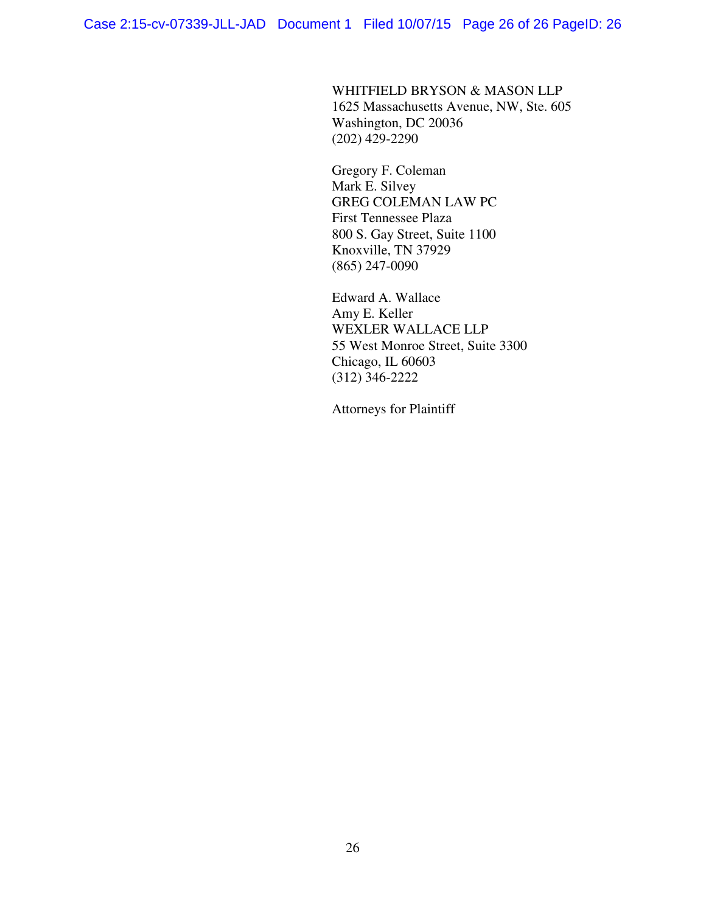WHITFIELD BRYSON & MASON LLP
1625 Massachusetts Avenue, NW, Ste. 605
Washington, DC 20036
(202) 429-2290

Gregory F. Coleman
Mark E. Silvey
GREG COLEMAN LAW PC
First Tennessee Plaza
800 S. Gay Street, Suite 1100
Knoxville, TN 37929
(865) 247-0090

Edward A. Wallace
Amy E. Keller
WEXLER WALLACE LLP
55 West Monroe Street, Suite 3300
Chicago, IL 60603
(312) 346-2222

Attorneys for Plaintiff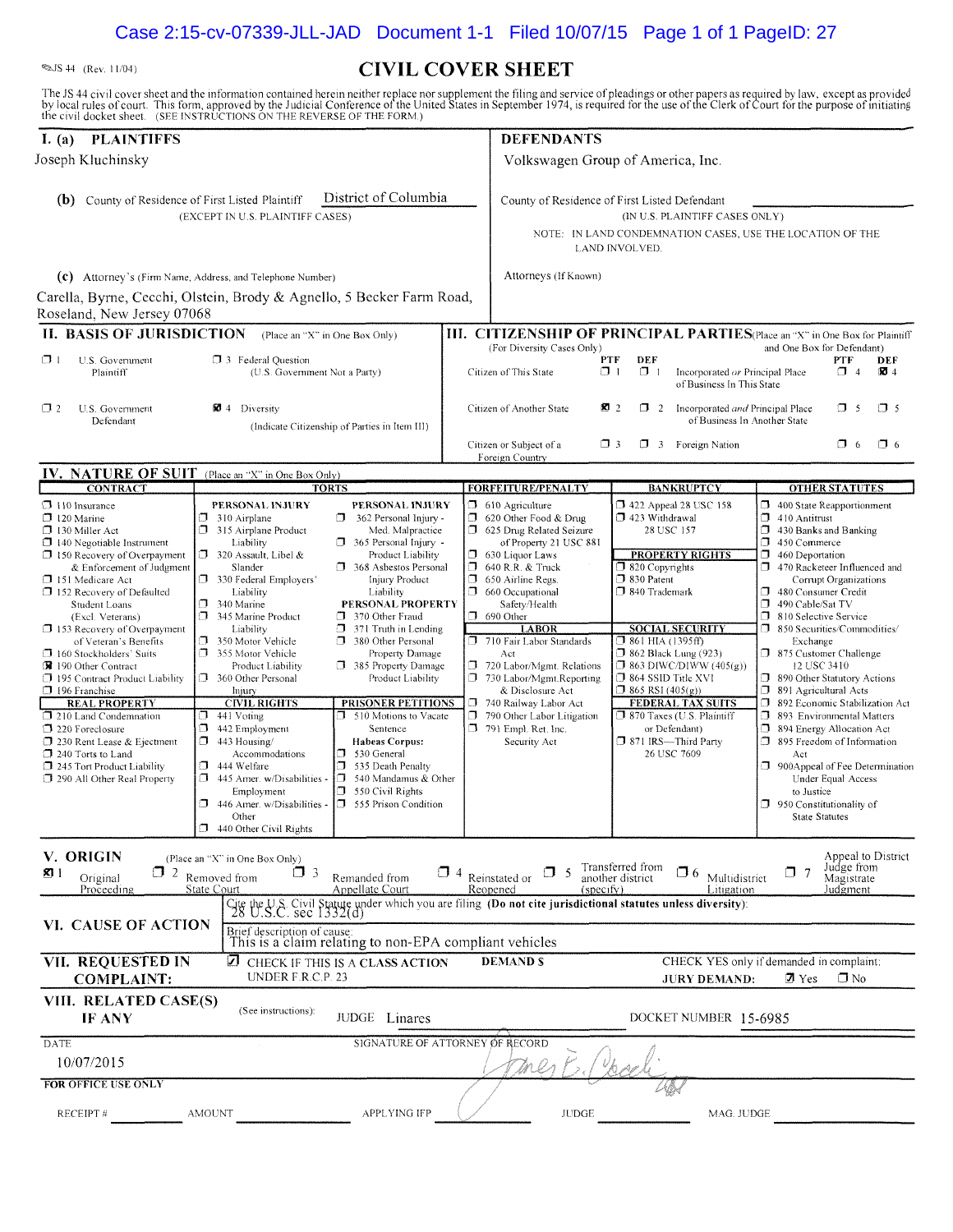JS 44 (Rev. 11/04)

# CIVIL COVER SHEET

The JS 44 civil cover sheet and the information contained herein neither replace nor supplement the filing and service of pleadings or other papers as required by law, except as provided by local rules of court. This form, approved by the Judicial Conference of the United States in September 1974, is required for the use of the Clerk of Court for the purpose of initiating the civil docket sheet. (SEE INSTRUCTIONS ON THE REVERSE OF THE FORM.)

## I. (a) PLAINTIFFS

Joseph Kluchinsky

**DEFENDANTS**

Volkswagen Group of America, Inc.

(b) County of Residence of First Listed Plaintiff: District of Columbia
(EXCEPT IN U.S. PLAINTIFF CASES)

County of Residence of First Listed Defendant:
(IN U.S. PLAINTIFF CASES ONLY)
NOTE: IN LAND CONDEMNATION CASES, USE THE LOCATION OF THE LAND INVOLVED.

(c) Attorney's (Firm Name, Address, and Telephone Number)
Carella, Byrne, Cecchi, Olstein, Brody & Agnello, 5 Becker Farm Road, Roseland, New Jersey 07068

Attorneys (If Known)

## II. BASIS OF JURISDICTION (Place an "X" in One Box Only)

- ☐ 1 U.S. Government Plaintiff
- ☐ 3 Federal Question (U.S. Government Not a Party)
- ☐ 2 U.S. Government Defendant
- ☒ 4 Diversity (Indicate Citizenship of Parties in Item III)

## III. CITIZENSHIP OF PRINCIPAL PARTIES (Place an "X" in One Box for Plaintiff and One Box for Defendant) (For Diversity Cases Only)

| | PTF | DEF | | PTF | DEF |
|---|---|---|---|---|---|
| Citizen of This State | ☐ 1 | ☐ 1 | Incorporated *or* Principal Place of Business In This State | ☐ 4 | ☒ 4 |
| Citizen of Another State | ☒ 2 | ☐ 2 | Incorporated *and* Principal Place of Business In Another State | ☐ 5 | ☐ 5 |
| Citizen or Subject of a Foreign Country | ☐ 3 | ☐ 3 | Foreign Nation | ☐ 6 | ☐ 6 |

## IV. NATURE OF SUIT (Place an "X" in One Box Only)

**CONTRACT**
- ☐ 110 Insurance
- ☐ 120 Marine
- ☐ 130 Miller Act
- ☐ 140 Negotiable Instrument
- ☐ 150 Recovery of Overpayment & Enforcement of Judgment
- ☐ 151 Medicare Act
- ☐ 152 Recovery of Defaulted Student Loans (Excl. Veterans)
- ☐ 153 Recovery of Overpayment of Veteran's Benefits
- ☐ 160 Stockholders' Suits
- ☒ 190 Other Contract
- ☐ 195 Contract Product Liability
- ☐ 196 Franchise

**REAL PROPERTY**
- ☐ 210 Land Condemnation
- ☐ 220 Foreclosure
- ☐ 230 Rent Lease & Ejectment
- ☐ 240 Torts to Land
- ☐ 245 Tort Product Liability
- ☐ 290 All Other Real Property

**TORTS — PERSONAL INJURY**
- ☐ 310 Airplane
- ☐ 315 Airplane Product Liability
- ☐ 320 Assault, Libel & Slander
- ☐ 330 Federal Employers' Liability
- ☐ 340 Marine
- ☐ 345 Marine Product Liability
- ☐ 350 Motor Vehicle
- ☐ 355 Motor Vehicle Product Liability
- ☐ 360 Other Personal Injury

**PERSONAL INJURY**
- ☐ 362 Personal Injury - Med. Malpractice
- ☐ 365 Personal Injury - Product Liability
- ☐ 368 Asbestos Personal Injury Product Liability

**PERSONAL PROPERTY**
- ☐ 370 Other Fraud
- ☐ 371 Truth in Lending
- ☐ 380 Other Personal Property Damage
- ☐ 385 Property Damage Product Liability

**CIVIL RIGHTS**
- ☐ 441 Voting
- ☐ 442 Employment
- ☐ 443 Housing/ Accommodations
- ☐ 444 Welfare
- ☐ 445 Amer. w/Disabilities - Employment
- ☐ 446 Amer. w/Disabilities - Other
- ☐ 440 Other Civil Rights

**PRISONER PETITIONS**
- ☐ 510 Motions to Vacate Sentence
- Habeas Corpus:
- ☐ 530 General
- ☐ 535 Death Penalty
- ☐ 540 Mandamus & Other
- ☐ 550 Civil Rights
- ☐ 555 Prison Condition

**FORFEITURE/PENALTY**
- ☐ 610 Agriculture
- ☐ 620 Other Food & Drug
- ☐ 625 Drug Related Seizure of Property 21 USC 881
- ☐ 630 Liquor Laws
- ☐ 640 R.R. & Truck
- ☐ 650 Airline Regs.
- ☐ 660 Occupational Safety/Health
- ☐ 690 Other

**LABOR**
- ☐ 710 Fair Labor Standards Act
- ☐ 720 Labor/Mgmt. Relations
- ☐ 730 Labor/Mgmt.Reporting & Disclosure Act
- ☐ 740 Railway Labor Act
- ☐ 790 Other Labor Litigation
- ☐ 791 Empl. Ret. Inc. Security Act

**BANKRUPTCY**
- ☐ 422 Appeal 28 USC 158
- ☐ 423 Withdrawal 28 USC 157

**PROPERTY RIGHTS**
- ☐ 820 Copyrights
- ☐ 830 Patent
- ☐ 840 Trademark

**SOCIAL SECURITY**
- ☐ 861 HIA (1395ff)
- ☐ 862 Black Lung (923)
- ☐ 863 DIWC/DIWW (405(g))
- ☐ 864 SSID Title XVI
- ☐ 865 RSI (405(g))

**FEDERAL TAX SUITS**
- ☐ 870 Taxes (U.S. Plaintiff or Defendant)
- ☐ 871 IRS—Third Party 26 USC 7609

**OTHER STATUTES**
- ☐ 400 State Reapportionment
- ☐ 410 Antitrust
- ☐ 430 Banks and Banking
- ☐ 450 Commerce
- ☐ 460 Deportation
- ☐ 470 Racketeer Influenced and Corrupt Organizations
- ☐ 480 Consumer Credit
- ☐ 490 Cable/Sat TV
- ☐ 810 Selective Service
- ☐ 850 Securities/Commodities/ Exchange
- ☐ 875 Customer Challenge 12 USC 3410
- ☐ 890 Other Statutory Actions
- ☐ 891 Agricultural Acts
- ☐ 892 Economic Stabilization Act
- ☐ 893 Environmental Matters
- ☐ 894 Energy Allocation Act
- ☐ 895 Freedom of Information Act
- ☐ 900Appeal of Fee Determination Under Equal Access to Justice
- ☐ 950 Constitutionality of State Statutes

## V. ORIGIN (Place an "X" in One Box Only)

- ☒ 1 Original Proceeding
- ☐ 2 Removed from State Court
- ☐ 3 Remanded from Appellate Court
- ☐ 4 Reinstated or Reopened
- ☐ 5 Transferred from another district (specify)
- ☐ 6 Multidistrict Litigation
- ☐ 7 Appeal to District Judge from Magistrate Judgment

## VI. CAUSE OF ACTION

Cite the U.S. Civil Statute under which you are filing (**Do not cite jurisdictional statutes unless diversity**):
28 U.S.C. sec 1332(d)

Brief description of cause:
This is a claim relating to non-EPA compliant vehicles

## VII. REQUESTED IN COMPLAINT:

☑ CHECK IF THIS IS A CLASS ACTION UNDER F.R.C.P. 23

DEMAND $

CHECK YES only if demanded in complaint:
JURY DEMAND: ☑ Yes ☐ No

## VIII. RELATED CASE(S) IF ANY

(See instructions): JUDGE Linares DOCKET NUMBER 15-6985

DATE: 10/07/2015

SIGNATURE OF ATTORNEY OF RECORD: James E. Cecchi

**FOR OFFICE USE ONLY**

RECEIPT # ______ AMOUNT ______ APPLYING IFP ______ JUDGE ______ MAG. JUDGE ______